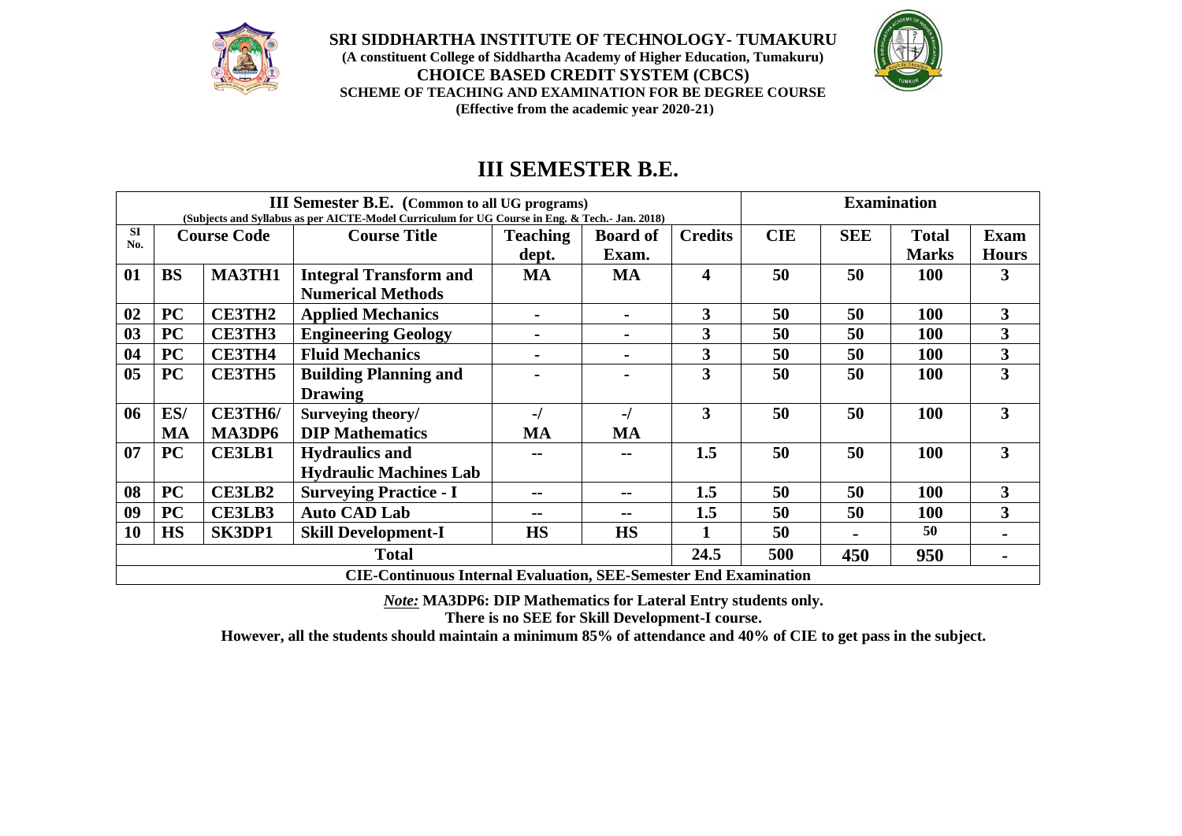# SRI SIDDHARTHA INSTITUTE OF TECHNOLOGY- TUMAKURU

**(A constituent College of Siddhartha Academy of Higher Education, Tumakuru)**

**CHOICE BASED CREDIT SYSTEM (CBCS)**

**SCHEME OF TEACHING AND EXAMINATION FOR BE DEGREE COURSE**

**(Effective from the academic year 2020-21)**

## III SEMESTER B.E.

| III Semester B.E. (Common to all UG programs) (Subjects and Syllabus as per AICTE-Model Curriculum for UG Course in Eng. & Tech.- Jan. 2018) | | | | | | | Examination | | | |
|---|---|---|---|---|---|---|---|---|---|---|
| Sl No. | Course Code | | Course Title | Teaching dept. | Board of Exam. | Credits | CIE | SEE | Total Marks | Exam Hours |
| 01 | BS | MA3TH1 | Integral Transform and Numerical Methods | MA | MA | 4 | 50 | 50 | 100 | 3 |
| 02 | PC | CE3TH2 | Applied Mechanics | - | - | 3 | 50 | 50 | 100 | 3 |
| 03 | PC | CE3TH3 | Engineering Geology | - | - | 3 | 50 | 50 | 100 | 3 |
| 04 | PC | CE3TH4 | Fluid Mechanics | - | - | 3 | 50 | 50 | 100 | 3 |
| 05 | PC | CE3TH5 | Building Planning and Drawing | - | - | 3 | 50 | 50 | 100 | 3 |
| 06 | ES/ MA | CE3TH6/ MA3DP6 | Surveying theory/ DIP Mathematics | -/ MA | -/ MA | 3 | 50 | 50 | 100 | 3 |
| 07 | PC | CE3LB1 | Hydraulics and Hydraulic Machines Lab | -- | -- | 1.5 | 50 | 50 | 100 | 3 |
| 08 | PC | CE3LB2 | Surveying Practice - I | -- | -- | 1.5 | 50 | 50 | 100 | 3 |
| 09 | PC | CE3LB3 | Auto CAD Lab | -- | -- | 1.5 | 50 | 50 | 100 | 3 |
| 10 | HS | SK3DP1 | Skill Development-I | HS | HS | 1 | 50 | - | 50 | - |
| Total | | | | | | 24.5 | 500 | 450 | 950 | - |
| CIE-Continuous Internal Evaluation, SEE-Semester End Examination | | | | | | | | | | |

*Note:* **MA3DP6: DIP Mathematics for Lateral Entry students only.**

**There is no SEE for Skill Development-I course.**

**However, all the students should maintain a minimum 85% of attendance and 40% of CIE to get pass in the subject.**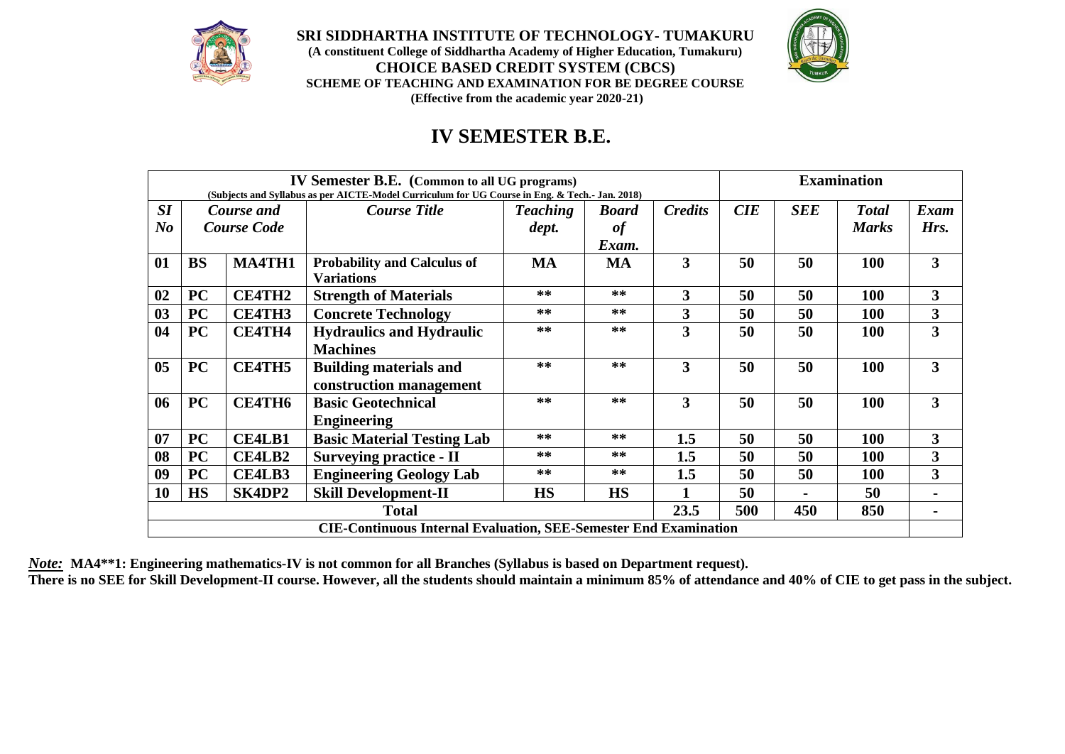**SRI SIDDHARTHA INSTITUTE OF TECHNOLOGY- TUMAKURU**
**(A constituent College of Siddhartha Academy of Higher Education, Tumakuru)**
**CHOICE BASED CREDIT SYSTEM (CBCS)**
**SCHEME OF TEACHING AND EXAMINATION FOR BE DEGREE COURSE**
**(Effective from the academic year 2020-21)**

# IV SEMESTER B.E.

| **IV Semester B.E. (Common to all UG programs)** (Subjects and Syllabus as per AICTE-Model Curriculum for UG Course in Eng. & Tech.- Jan. 2018) | | | | | | | **Examination** | | | |
|---|---|---|---|---|---|---|---|---|---|---|
| ***Sl No*** | ***Course and Course Code*** | | ***Course Title*** | ***Teaching dept.*** | ***Board of Exam.*** | ***Credits*** | ***CIE*** | ***SEE*** | ***Total Marks*** | ***Exam Hrs.*** |
| **01** | **BS** | **MA4TH1** | **Probability and Calculus of Variations** | **MA** | **MA** | **3** | **50** | **50** | **100** | **3** |
| **02** | **PC** | **CE4TH2** | **Strength of Materials** | ** | ** | **3** | **50** | **50** | **100** | **3** |
| **03** | **PC** | **CE4TH3** | **Concrete Technology** | ** | ** | **3** | **50** | **50** | **100** | **3** |
| **04** | **PC** | **CE4TH4** | **Hydraulics and Hydraulic Machines** | ** | ** | **3** | **50** | **50** | **100** | **3** |
| **05** | **PC** | **CE4TH5** | **Building materials and construction management** | ** | ** | **3** | **50** | **50** | **100** | **3** |
| **06** | **PC** | **CE4TH6** | **Basic Geotechnical Engineering** | ** | ** | **3** | **50** | **50** | **100** | **3** |
| **07** | **PC** | **CE4LB1** | **Basic Material Testing Lab** | ** | ** | **1.5** | **50** | **50** | **100** | **3** |
| **08** | **PC** | **CE4LB2** | **Surveying practice - II** | ** | ** | **1.5** | **50** | **50** | **100** | **3** |
| **09** | **PC** | **CE4LB3** | **Engineering Geology Lab** | ** | ** | **1.5** | **50** | **50** | **100** | **3** |
| **10** | **HS** | **SK4DP2** | **Skill Development-II** | **HS** | **HS** | **1** | **50** | **-** | **50** | **-** |
| **Total** | | | | | | **23.5** | **500** | **450** | **850** | **-** |
| **CIE-Continuous Internal Evaluation, SEE-Semester End Examination** | | | | | | | | | | |

***Note:*** **MA4**1: Engineering mathematics-IV is not common for all Branches (Syllabus is based on Department request).**
**There is no SEE for Skill Development-II course. However, all the students should maintain a minimum 85% of attendance and 40% of CIE to get pass in the subject.**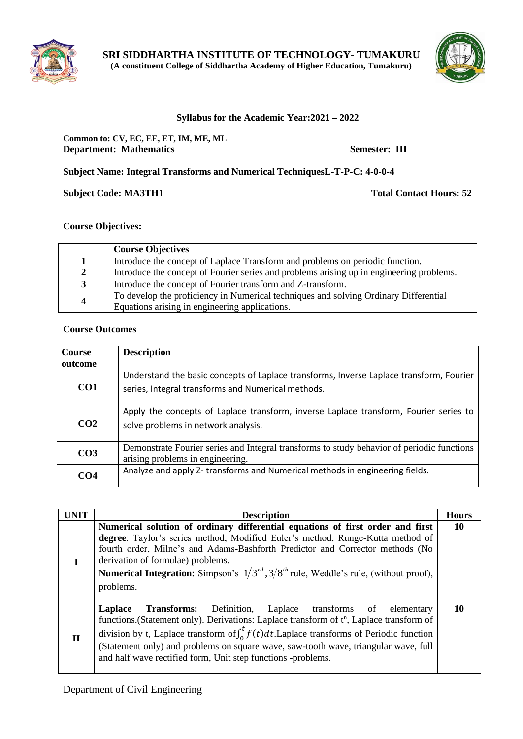**SRI SIDDHARTHA INSTITUTE OF TECHNOLOGY- TUMAKURU**
**(A constituent College of Siddhartha Academy of Higher Education, Tumakuru)**

**Syllabus for the Academic Year:2021 – 2022**

**Common to: CV, EC, EE, ET, IM, ME, ML**
**Department: Mathematics** **Semester: III**

**Subject Name: Integral Transforms and Numerical TechniquesL-T-P-C: 4-0-0-4**

**Subject Code: MA3TH1** **Total Contact Hours: 52**

**Course Objectives:**

| | **Course Objectives** |
|---|---|
| **1** | Introduce the concept of Laplace Transform and problems on periodic function. |
| **2** | Introduce the concept of Fourier series and problems arising up in engineering problems. |
| **3** | Introduce the concept of Fourier transform and Z-transform. |
| **4** | To develop the proficiency in Numerical techniques and solving Ordinary Differential Equations arising in engineering applications. |

**Course Outcomes**

| **Course outcome** | **Description** |
|---|---|
| **CO1** | Understand the basic concepts of Laplace transforms, Inverse Laplace transform, Fourier series, Integral transforms and Numerical methods. |
| **CO2** | Apply the concepts of Laplace transform, inverse Laplace transform, Fourier series to solve problems in network analysis. |
| **CO3** | Demonstrate Fourier series and Integral transforms to study behavior of periodic functions arising problems in engineering. |
| **CO4** | Analyze and apply Z- transforms and Numerical methods in engineering fields. |

| **UNIT** | **Description** | **Hours** |
|---|---|---|
| **I** | **Numerical solution of ordinary differential equations of first order and first degree**: Taylor's series method, Modified Euler's method, Runge-Kutta method of fourth order, Milne's and Adams-Bashforth Predictor and Corrector methods (No derivation of formulae) problems. **Numerical Integration:** Simpson's $1/3^{rd}, 3/8^{th}$ rule, Weddle's rule, (without proof), problems. | **10** |
| **II** | **Laplace Transforms:** Definition, Laplace transforms of elementary functions.(Statement only). Derivations: Laplace transform of $t^n$, Laplace transform of division by t, Laplace transform of $\int_0^t f(t)dt$.Laplace transforms of Periodic function (Statement only) and problems on square wave, saw-tooth wave, triangular wave, full and half wave rectified form, Unit step functions -problems. | **10** |

Department of Civil Engineering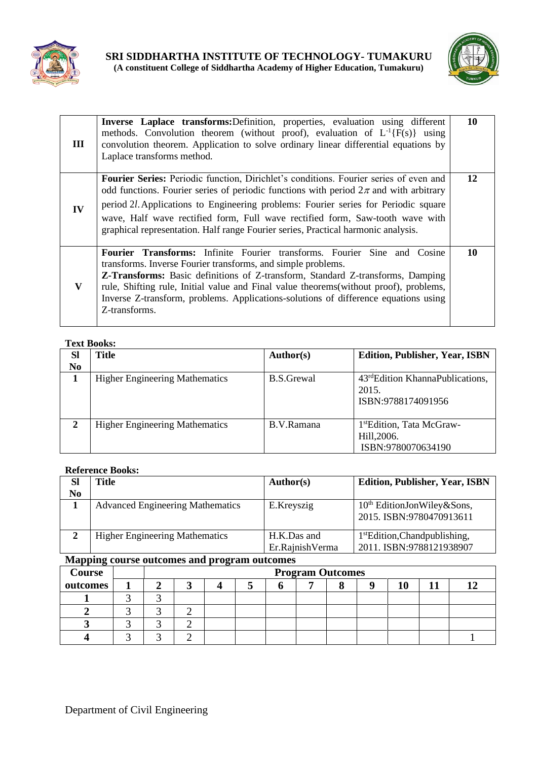| III | **Inverse Laplace transforms:** Definition, properties, evaluation using different methods. Convolution theorem (without proof), evaluation of $L^{-1}\{F(s)\}$ using convolution theorem. Application to solve ordinary linear differential equations by Laplace transforms method. | 10 |
|---|---|---|
| IV | **Fourier Series:** Periodic function, Dirichlet's conditions. Fourier series of even and odd functions. Fourier series of periodic functions with period $2\pi$ and with arbitrary period $2l$. Applications to Engineering problems: Fourier series for Periodic square wave, Half wave rectified form, Full wave rectified form, Saw-tooth wave with graphical representation. Half range Fourier series, Practical harmonic analysis. | 12 |
| V | **Fourier Transforms:** Infinite Fourier transforms. Fourier Sine and Cosine transforms. Inverse Fourier transforms, and simple problems. **Z-Transforms:** Basic definitions of Z-transform, Standard Z-transforms, Damping rule, Shifting rule, Initial value and Final value theorems(without proof), problems, Inverse Z-transform, problems. Applications-solutions of difference equations using Z-transforms. | 10 |

**Text Books:**

| Sl No | Title | Author(s) | Edition, Publisher, Year, ISBN |
|---|---|---|---|
| 1 | Higher Engineering Mathematics | B.S.Grewal | 43rd Edition KhannaPublications, 2015. ISBN:9788174091956 |
| 2 | Higher Engineering Mathematics | B.V.Ramana | 1st Edition, Tata McGraw-Hill,2006. ISBN:9780070634190 |

**Reference Books:**

| Sl No | Title | Author(s) | Edition, Publisher, Year, ISBN |
|---|---|---|---|
| 1 | Advanced Engineering Mathematics | E.Kreyszig | 10th EditionJonWiley&Sons, 2015. ISBN:9780470913611 |
| 2 | Higher Engineering Mathematics | H.K.Das and Er.RajnishVerma | 1st Edition,Chandpublishing, 2011. ISBN:9788121938907 |

**Mapping course outcomes and program outcomes**

| Course outcomes | Program Outcomes | | | | | | | | | | | |
|---|---|---|---|---|---|---|---|---|---|---|---|---|
| | 1 | 2 | 3 | 4 | 5 | 6 | 7 | 8 | 9 | 10 | 11 | 12 |
| 1 | 3 | 3 | | | | | | | | | | |
| 2 | 3 | 3 | 2 | | | | | | | | | |
| 3 | 3 | 3 | 2 | | | | | | | | | |
| 4 | 3 | 3 | 2 | | | | | | | | | 1 |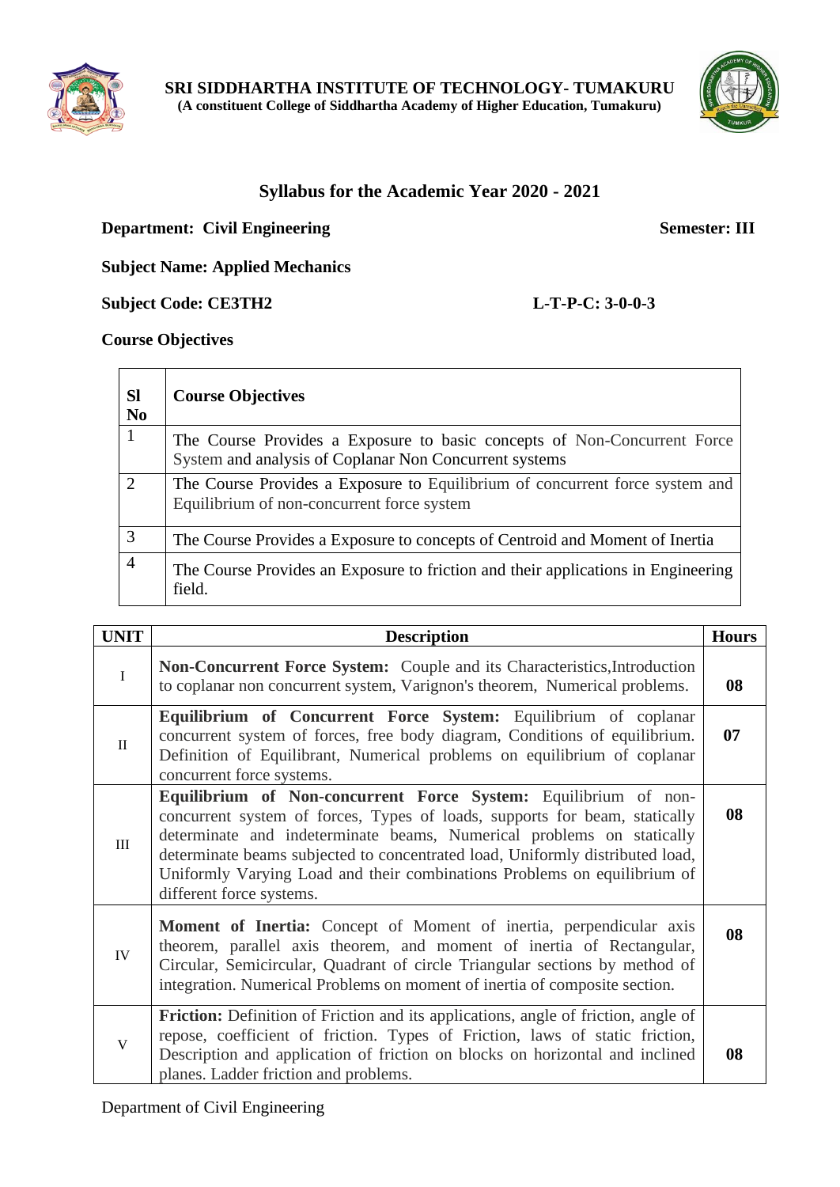**SRI SIDDHARTHA INSTITUTE OF TECHNOLOGY- TUMAKURU**
**(A constituent College of Siddhartha Academy of Higher Education, Tumakuru)**

## Syllabus for the Academic Year 2020 - 2021

**Department: Civil Engineering** **Semester: III**

**Subject Name: Applied Mechanics**

**Subject Code: CE3TH2** **L-T-P-C: 3-0-0-3**

**Course Objectives**

| Sl No | Course Objectives |
|---|---|
| 1 | The Course Provides a Exposure to basic concepts of Non-Concurrent Force System and analysis of Coplanar Non Concurrent systems |
| 2 | The Course Provides a Exposure to Equilibrium of concurrent force system and Equilibrium of non-concurrent force system |
| 3 | The Course Provides a Exposure to concepts of Centroid and Moment of Inertia |
| 4 | The Course Provides an Exposure to friction and their applications in Engineering field. |

| UNIT | Description | Hours |
|---|---|---|
| I | **Non-Concurrent Force System:** Couple and its Characteristics,Introduction to coplanar non concurrent system, Varignon's theorem, Numerical problems. | **08** |
| II | **Equilibrium of Concurrent Force System:** Equilibrium of coplanar concurrent system of forces, free body diagram, Conditions of equilibrium. Definition of Equilibrant, Numerical problems on equilibrium of coplanar concurrent force systems. | **07** |
| III | **Equilibrium of Non-concurrent Force System:** Equilibrium of non-concurrent system of forces, Types of loads, supports for beam, statically determinate and indeterminate beams, Numerical problems on statically determinate beams subjected to concentrated load, Uniformly distributed load, Uniformly Varying Load and their combinations Problems on equilibrium of different force systems. | **08** |
| IV | **Moment of Inertia:** Concept of Moment of inertia, perpendicular axis theorem, parallel axis theorem, and moment of inertia of Rectangular, Circular, Semicircular, Quadrant of circle Triangular sections by method of integration. Numerical Problems on moment of inertia of composite section. | **08** |
| V | **Friction:** Definition of Friction and its applications, angle of friction, angle of repose, coefficient of friction. Types of Friction, laws of static friction, Description and application of friction on blocks on horizontal and inclined planes. Ladder friction and problems. | **08** |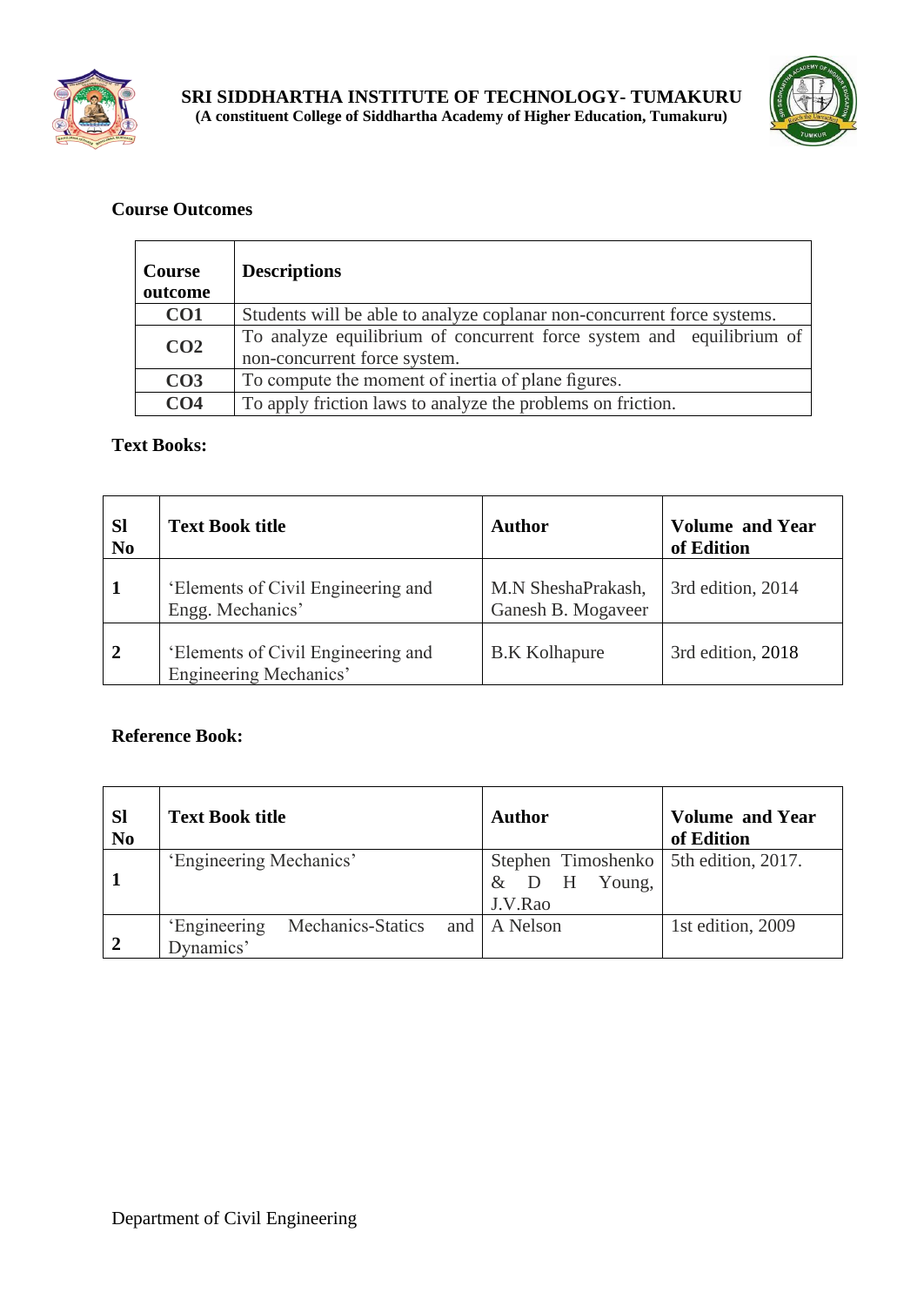**Course Outcomes**

| Course outcome | Descriptions |
|---|---|
| **CO1** | Students will be able to analyze coplanar non-concurrent force systems. |
| **CO2** | To analyze equilibrium of concurrent force system and equilibrium of non-concurrent force system. |
| **CO3** | To compute the moment of inertia of plane figures. |
| **CO4** | To apply friction laws to analyze the problems on friction. |

**Text Books:**

| Sl No | Text Book title | Author | Volume and Year of Edition |
|---|---|---|---|
| **1** | 'Elements of Civil Engineering and Engg. Mechanics' | M.N SheshaPrakash, Ganesh B. Mogaveer | 3rd edition, 2014 |
| **2** | 'Elements of Civil Engineering and Engineering Mechanics' | B.K Kolhapure | 3rd edition, 2018 |

**Reference Book:**

| Sl No | Text Book title | Author | Volume and Year of Edition |
|---|---|---|---|
| **1** | 'Engineering Mechanics' | Stephen Timoshenko & D H Young, J.V.Rao | 5th edition, 2017. |
| **2** | 'Engineering Mechanics-Statics and Dynamics' | A Nelson | 1st edition, 2009 |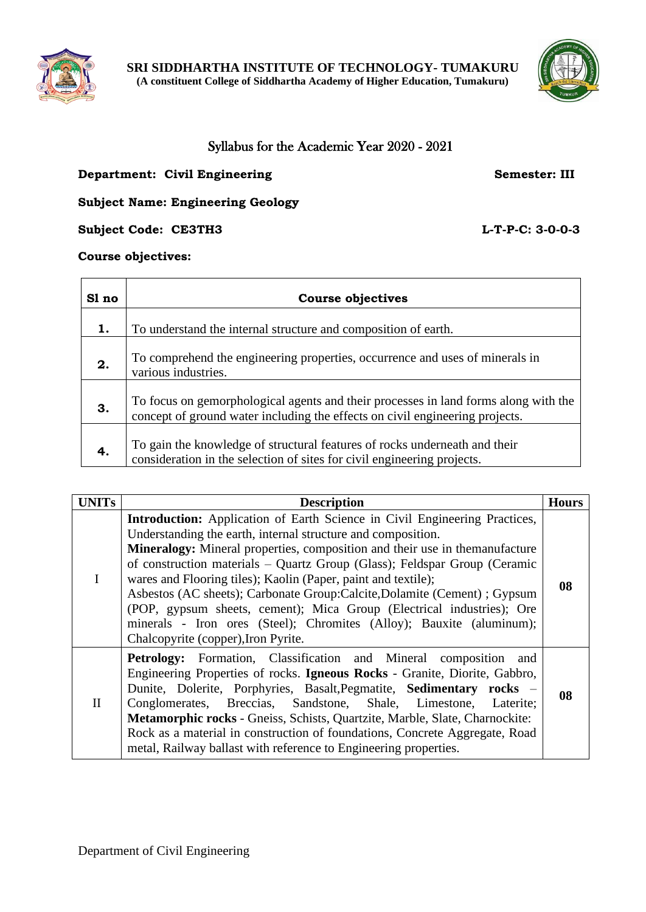**SRI SIDDHARTHA INSTITUTE OF TECHNOLOGY- TUMAKURU**
**(A constituent College of Siddhartha Academy of Higher Education, Tumakuru)**

## Syllabus for the Academic Year 2020 - 2021

**Department: Civil Engineering** **Semester: III**

**Subject Name: Engineering Geology**

**Subject Code: CE3TH3** **L-T-P-C: 3-0-0-3**

**Course objectives:**

| Sl no | Course objectives |
|---|---|
| **1.** | To understand the internal structure and composition of earth. |
| **2.** | To comprehend the engineering properties, occurrence and uses of minerals in various industries. |
| **3.** | To focus on gemorphological agents and their processes in land forms along with the concept of ground water including the effects on civil engineering projects. |
| **4.** | To gain the knowledge of structural features of rocks underneath and their consideration in the selection of sites for civil engineering projects. |

| UNITs | Description | Hours |
|---|---|---|
| I | **Introduction:** Application of Earth Science in Civil Engineering Practices, Understanding the earth, internal structure and composition. **Mineralogy:** Mineral properties, composition and their use in themanufacture of construction materials – Quartz Group (Glass); Feldspar Group (Ceramic wares and Flooring tiles); Kaolin (Paper, paint and textile); Asbestos (AC sheets); Carbonate Group:Calcite,Dolamite (Cement) ; Gypsum (POP, gypsum sheets, cement); Mica Group (Electrical industries); Ore minerals - Iron ores (Steel); Chromites (Alloy); Bauxite (aluminum); Chalcopyrite (copper),Iron Pyrite. | **08** |
| II | **Petrology:** Formation, Classification and Mineral composition and Engineering Properties of rocks. **Igneous Rocks** - Granite, Diorite, Gabbro, Dunite, Dolerite, Porphyries, Basalt,Pegmatite, **Sedimentary rocks** – Conglomerates, Breccias, Sandstone, Shale, Limestone, Laterite; **Metamorphic rocks** - Gneiss, Schists, Quartzite, Marble, Slate, Charnockite: Rock as a material in construction of foundations, Concrete Aggregate, Road metal, Railway ballast with reference to Engineering properties. | **08** |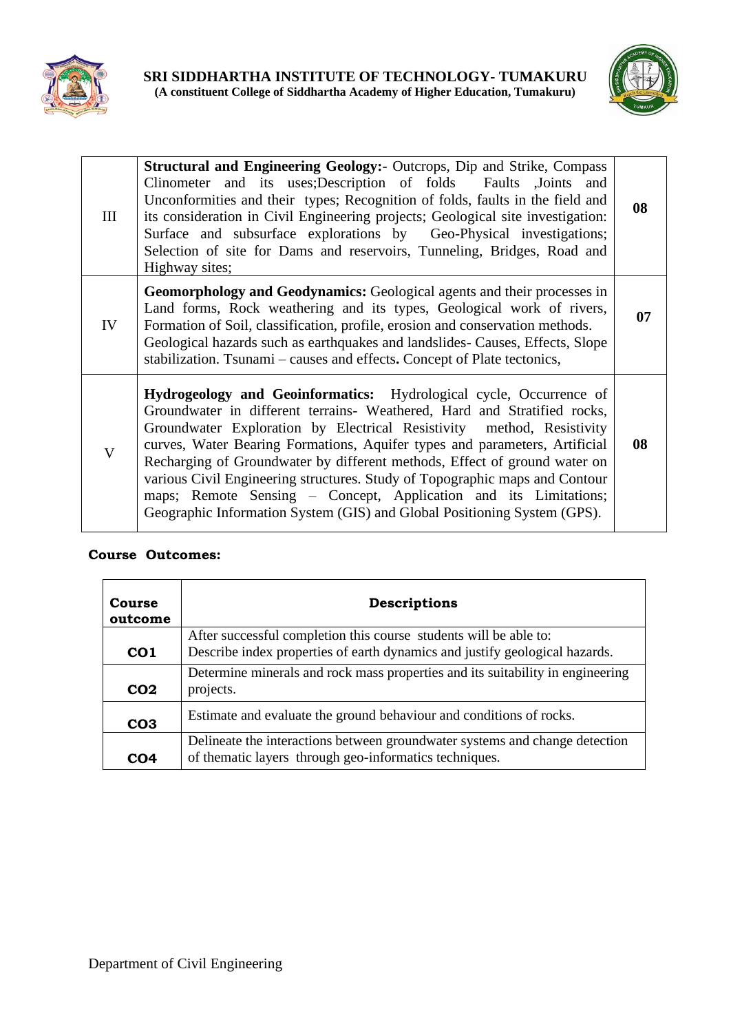| III | **Structural and Engineering Geology:**- Outcrops, Dip and Strike, Compass Clinometer and its uses;Description of folds Faults ,Joints and Unconformities and their types; Recognition of folds, faults in the field and its consideration in Civil Engineering projects; Geological site investigation: Surface and subsurface explorations by Geo-Physical investigations; Selection of site for Dams and reservoirs, Tunneling, Bridges, Road and Highway sites; | **08** |
|---|---|---|
| IV | **Geomorphology and Geodynamics:** Geological agents and their processes in Land forms, Rock weathering and its types, Geological work of rivers, Formation of Soil, classification, profile, erosion and conservation methods. Geological hazards such as earthquakes and landslides- Causes, Effects, Slope stabilization. Tsunami – causes and effects**.** Concept of Plate tectonics, | **07** |
| V | **Hydrogeology and Geoinformatics:** Hydrological cycle, Occurrence of Groundwater in different terrains- Weathered, Hard and Stratified rocks, Groundwater Exploration by Electrical Resistivity method, Resistivity curves, Water Bearing Formations, Aquifer types and parameters, Artificial Recharging of Groundwater by different methods, Effect of ground water on various Civil Engineering structures. Study of Topographic maps and Contour maps; Remote Sensing – Concept, Application and its Limitations; Geographic Information System (GIS) and Global Positioning System (GPS). | **08** |

**Course Outcomes:**

| **Course outcome** | **Descriptions** |
|---|---|
| **CO1** | After successful completion this course students will be able to: Describe index properties of earth dynamics and justify geological hazards. |
| **CO2** | Determine minerals and rock mass properties and its suitability in engineering projects. |
| **CO3** | Estimate and evaluate the ground behaviour and conditions of rocks. |
| **CO4** | Delineate the interactions between groundwater systems and change detection of thematic layers through geo-informatics techniques. |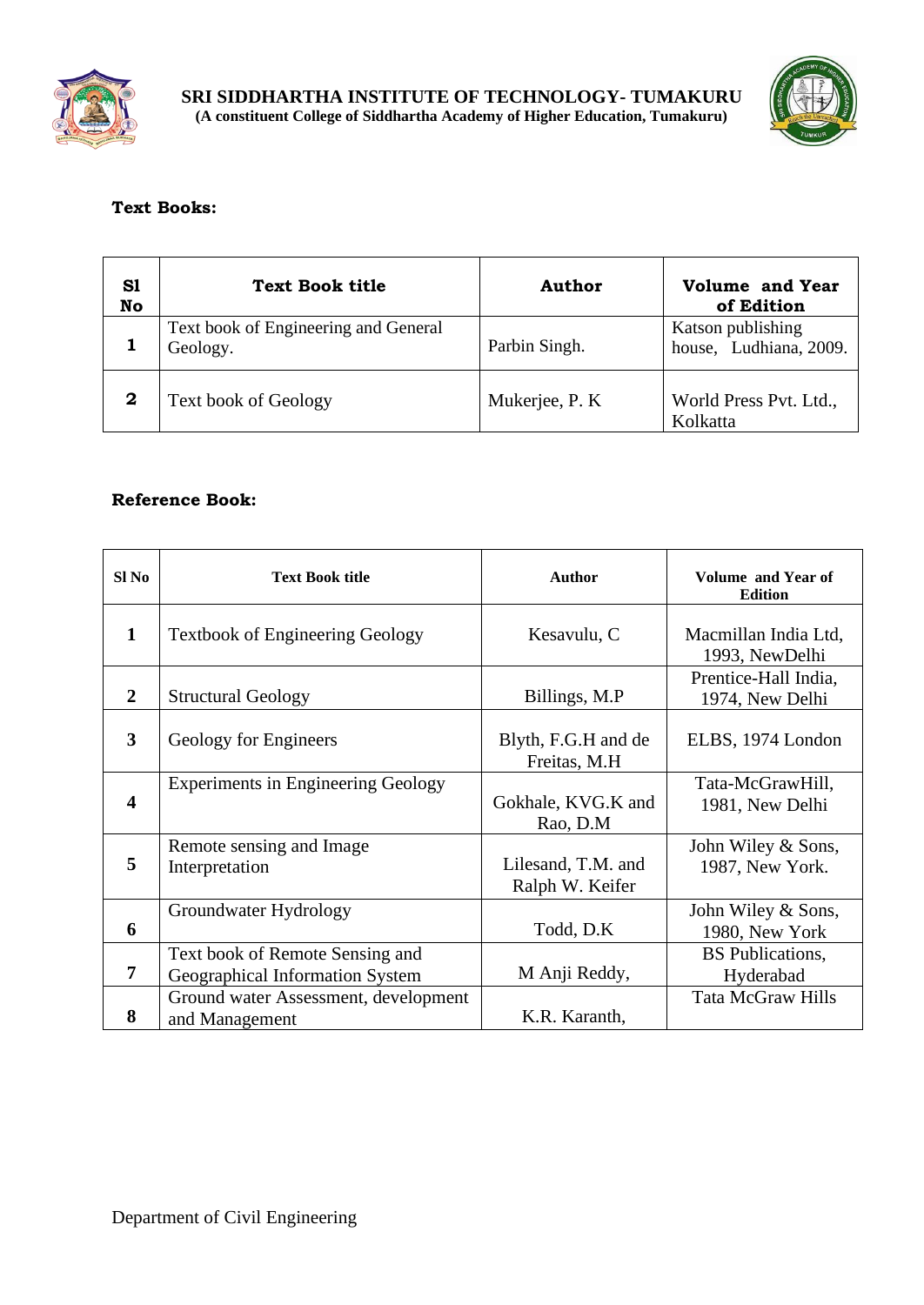**Text Books:**

| Sl No | Text Book title | Author | Volume and Year of Edition |
|---|---|---|---|
| 1 | Text book of Engineering and General Geology. | Parbin Singh. | Katson publishing house, Ludhiana, 2009. |
| 2 | Text book of Geology | Mukerjee, P. K | World Press Pvt. Ltd., Kolkatta |

**Reference Book:**

| Sl No | Text Book title | Author | Volume and Year of Edition |
|---|---|---|---|
| 1 | Textbook of Engineering Geology | Kesavulu, C | Macmillan India Ltd, 1993, NewDelhi |
| 2 | Structural Geology | Billings, M.P | Prentice-Hall India, 1974, New Delhi |
| 3 | Geology for Engineers | Blyth, F.G.H and de Freitas, M.H | ELBS, 1974 London |
| 4 | Experiments in Engineering Geology | Gokhale, KVG.K and Rao, D.M | Tata-McGrawHill, 1981, New Delhi |
| 5 | Remote sensing and Image Interpretation | Lilesand, T.M. and Ralph W. Keifer | John Wiley & Sons, 1987, New York. |
| 6 | Groundwater Hydrology | Todd, D.K | John Wiley & Sons, 1980, New York |
| 7 | Text book of Remote Sensing and Geographical Information System | M Anji Reddy, | BS Publications, Hyderabad |
| 8 | Ground water Assessment, development and Management | K.R. Karanth, | Tata McGraw Hills |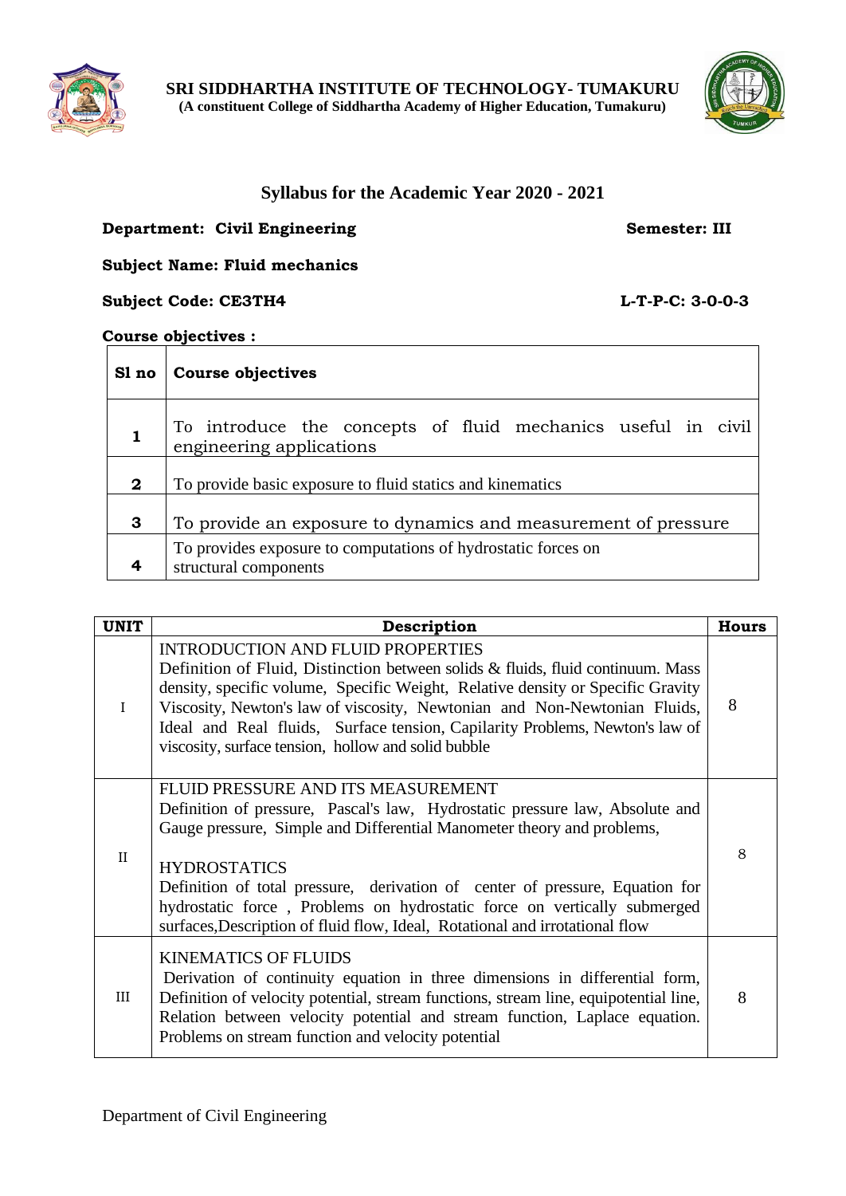**SRI SIDDHARTHA INSTITUTE OF TECHNOLOGY- TUMAKURU**
**(A constituent College of Siddhartha Academy of Higher Education, Tumakuru)**

## Syllabus for the Academic Year 2020 - 2021

**Department: Civil Engineering** **Semester: III**

**Subject Name: Fluid mechanics**

**Subject Code: CE3TH4** **L-T-P-C: 3-0-0-3**

**Course objectives :**

| Sl no | Course objectives |
|---|---|
| 1 | To introduce the concepts of fluid mechanics useful in civil engineering applications |
| 2 | To provide basic exposure to fluid statics and kinematics |
| 3 | To provide an exposure to dynamics and measurement of pressure |
| 4 | To provides exposure to computations of hydrostatic forces on structural components |

| UNIT | Description | Hours |
|---|---|---|
| I | INTRODUCTION AND FLUID PROPERTIES<br>Definition of Fluid, Distinction between solids & fluids, fluid continuum. Mass density, specific volume, Specific Weight, Relative density or Specific Gravity Viscosity, Newton's law of viscosity, Newtonian and Non-Newtonian Fluids, Ideal and Real fluids, Surface tension, Capilarity Problems, Newton's law of viscosity, surface tension, hollow and solid bubble | 8 |
| II | FLUID PRESSURE AND ITS MEASUREMENT<br>Definition of pressure, Pascal's law, Hydrostatic pressure law, Absolute and Gauge pressure, Simple and Differential Manometer theory and problems,<br><br>HYDROSTATICS<br>Definition of total pressure, derivation of center of pressure, Equation for hydrostatic force , Problems on hydrostatic force on vertically submerged surfaces,Description of fluid flow, Ideal, Rotational and irrotational flow | 8 |
| III | KINEMATICS OF FLUIDS<br>Derivation of continuity equation in three dimensions in differential form, Definition of velocity potential, stream functions, stream line, equipotential line, Relation between velocity potential and stream function, Laplace equation. Problems on stream function and velocity potential | 8 |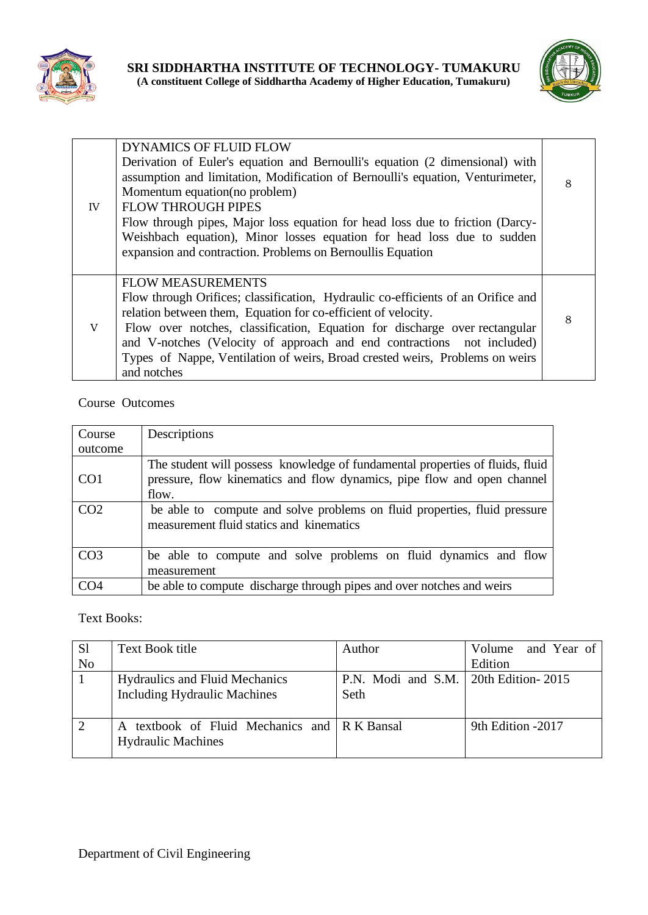| | | |
|---|---|---|
| IV | DYNAMICS OF FLUID FLOW<br>Derivation of Euler's equation and Bernoulli's equation (2 dimensional) with assumption and limitation, Modification of Bernoulli's equation, Venturimeter, Momentum equation(no problem)<br>FLOW THROUGH PIPES<br>Flow through pipes, Major loss equation for head loss due to friction (Darcy-Weishbach equation), Minor losses equation for head loss due to sudden expansion and contraction. Problems on Bernoullis Equation | 8 |
| V | FLOW MEASUREMENTS<br>Flow through Orifices; classification, Hydraulic co-efficients of an Orifice and relation between them, Equation for co-efficient of velocity.<br>Flow over notches, classification, Equation for discharge over rectangular and V-notches (Velocity of approach and end contractions not included) Types of Nappe, Ventilation of weirs, Broad crested weirs, Problems on weirs and notches | 8 |

Course Outcomes

| Course outcome | Descriptions |
|---|---|
| CO1 | The student will possess knowledge of fundamental properties of fluids, fluid pressure, flow kinematics and flow dynamics, pipe flow and open channel flow. |
| CO2 | be able to compute and solve problems on fluid properties, fluid pressure measurement fluid statics and kinematics |
| CO3 | be able to compute and solve problems on fluid dynamics and flow measurement |
| CO4 | be able to compute discharge through pipes and over notches and weirs |

Text Books:

| Sl No | Text Book title | Author | Volume and Year of Edition |
|---|---|---|---|
| 1 | Hydraulics and Fluid Mechanics Including Hydraulic Machines | P.N. Modi and S.M. Seth | 20th Edition- 2015 |
| 2 | A textbook of Fluid Mechanics and Hydraulic Machines | R K Bansal | 9th Edition -2017 |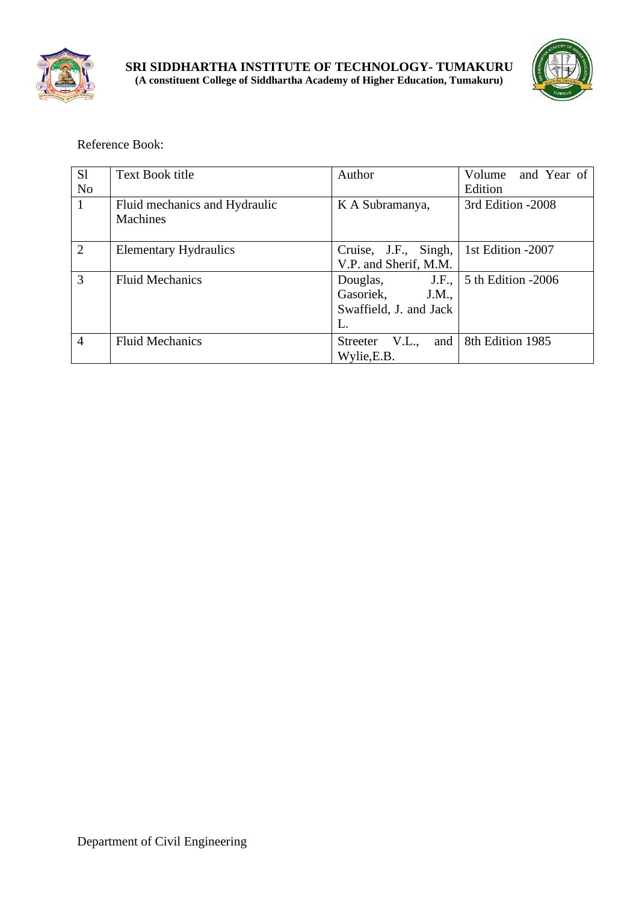Reference Book:

| Sl No | Text Book title | Author | Volume and Year of Edition |
|---|---|---|---|
| 1 | Fluid mechanics and Hydraulic Machines | K A Subramanya, | 3rd Edition -2008 |
| 2 | Elementary Hydraulics | Cruise, J.F., Singh, V.P. and Sherif, M.M. | 1st Edition -2007 |
| 3 | Fluid Mechanics | Douglas, J.F., Gasoriek, J.M., Swaffield, J. and Jack L. | 5 th Edition -2006 |
| 4 | Fluid Mechanics | Streeter V.L., and Wylie,E.B. | 8th Edition 1985 |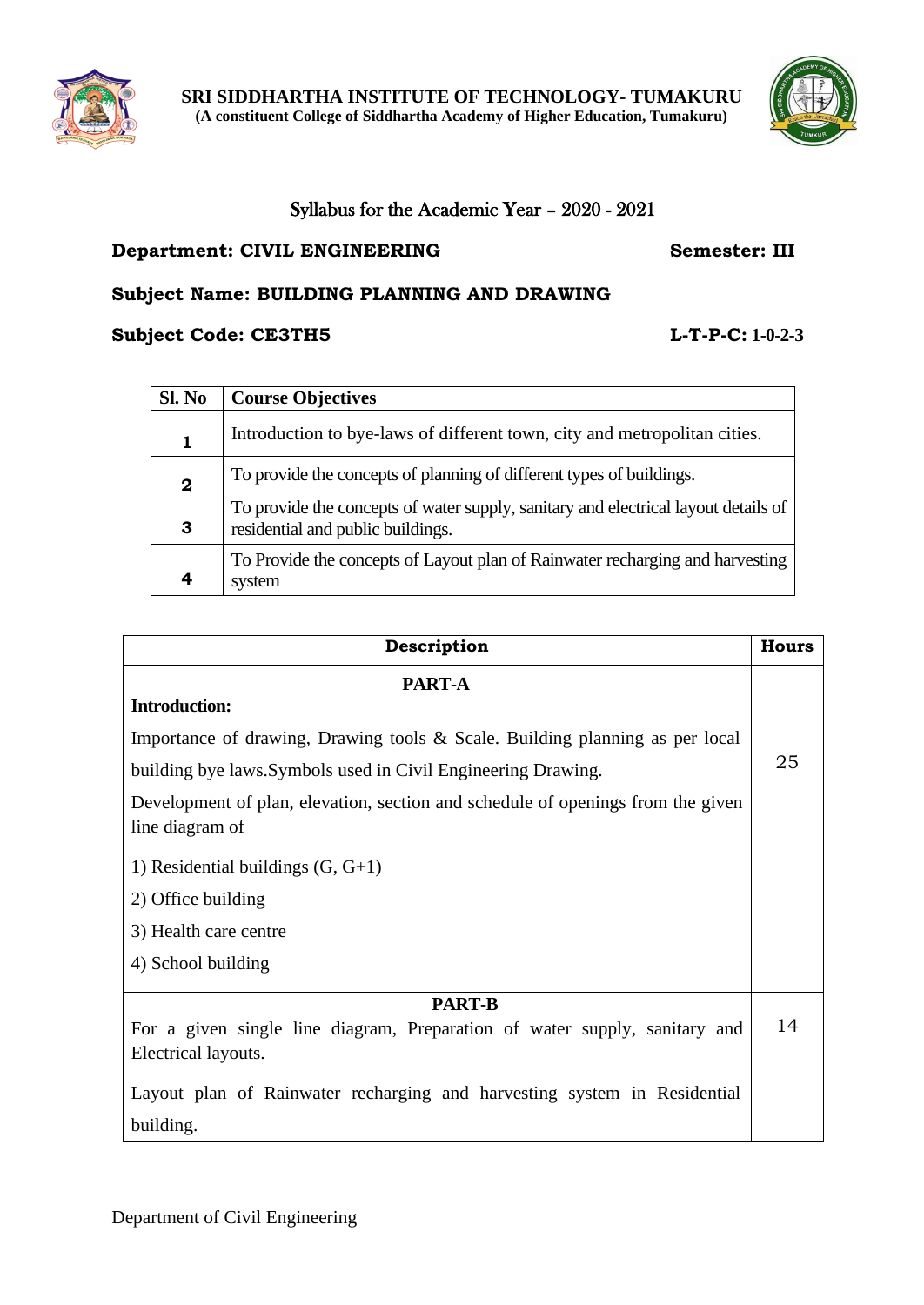**SRI SIDDHARTHA INSTITUTE OF TECHNOLOGY- TUMAKURU**
**(A constituent College of Siddhartha Academy of Higher Education, Tumakuru)**

## Syllabus for the Academic Year – 2020 - 2021

**Department: CIVIL ENGINEERING** **Semester: III**

**Subject Name: BUILDING PLANNING AND DRAWING**

**Subject Code: CE3TH5** **L-T-P-C: 1-0-2-3**

| Sl. No | Course Objectives |
|---|---|
| 1 | Introduction to bye-laws of different town, city and metropolitan cities. |
| 2 | To provide the concepts of planning of different types of buildings. |
| 3 | To provide the concepts of water supply, sanitary and electrical layout details of residential and public buildings. |
| 4 | To Provide the concepts of Layout plan of Rainwater recharging and harvesting system |

| Description | Hours |
|---|---|
| **PART-A**<br>**Introduction:**<br>Importance of drawing, Drawing tools & Scale. Building planning as per local building bye laws.Symbols used in Civil Engineering Drawing.<br>Development of plan, elevation, section and schedule of openings from the given line diagram of<br>1) Residential buildings (G, G+1)<br>2) Office building<br>3) Health care centre<br>4) School building | 25 |
| **PART-B**<br>For a given single line diagram, Preparation of water supply, sanitary and Electrical layouts.<br>Layout plan of Rainwater recharging and harvesting system in Residential building. | 14 |

Department of Civil Engineering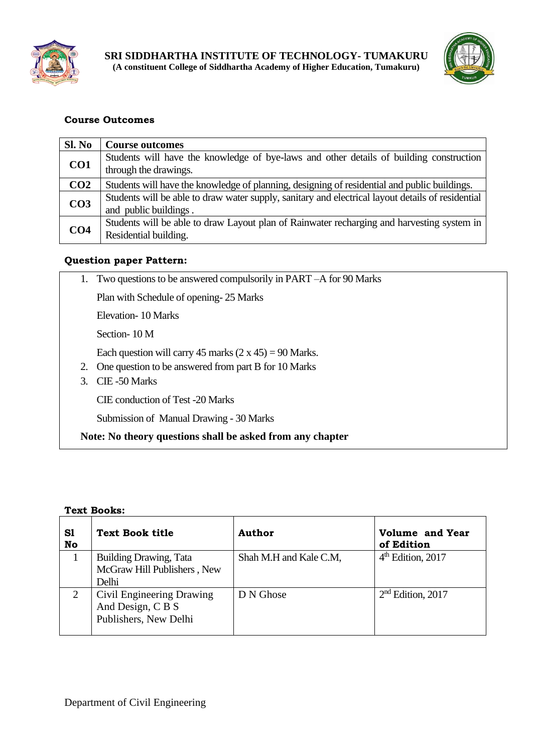**Course Outcomes**

| Sl. No | Course outcomes |
|---|---|
| **CO1** | Students will have the knowledge of bye-laws and other details of building construction through the drawings. |
| **CO2** | Students will have the knowledge of planning, designing of residential and public buildings. |
| **CO3** | Students will be able to draw water supply, sanitary and electrical layout details of residential and public buildings . |
| **CO4** | Students will be able to draw Layout plan of Rainwater recharging and harvesting system in Residential building. |

**Question paper Pattern:**

1. Two questions to be answered compulsorily in PART –A for 90 Marks

   Plan with Schedule of opening- 25 Marks

   Elevation- 10 Marks

   Section- 10 M

   Each question will carry 45 marks (2 x 45) = 90 Marks.
2. One question to be answered from part B for 10 Marks
3. CIE -50 Marks

   CIE conduction of Test -20 Marks

   Submission of Manual Drawing - 30 Marks

**Note: No theory questions shall be asked from any chapter**

**Text Books:**

| Sl No | Text Book title | Author | Volume and Year of Edition |
|---|---|---|---|
| 1 | Building Drawing, Tata McGraw Hill Publishers , New Delhi | Shah M.H and Kale C.M, | 4th Edition, 2017 |
| 2 | Civil Engineering Drawing And Design, C B S Publishers, New Delhi | D N Ghose | 2nd Edition, 2017 |

Department of Civil Engineering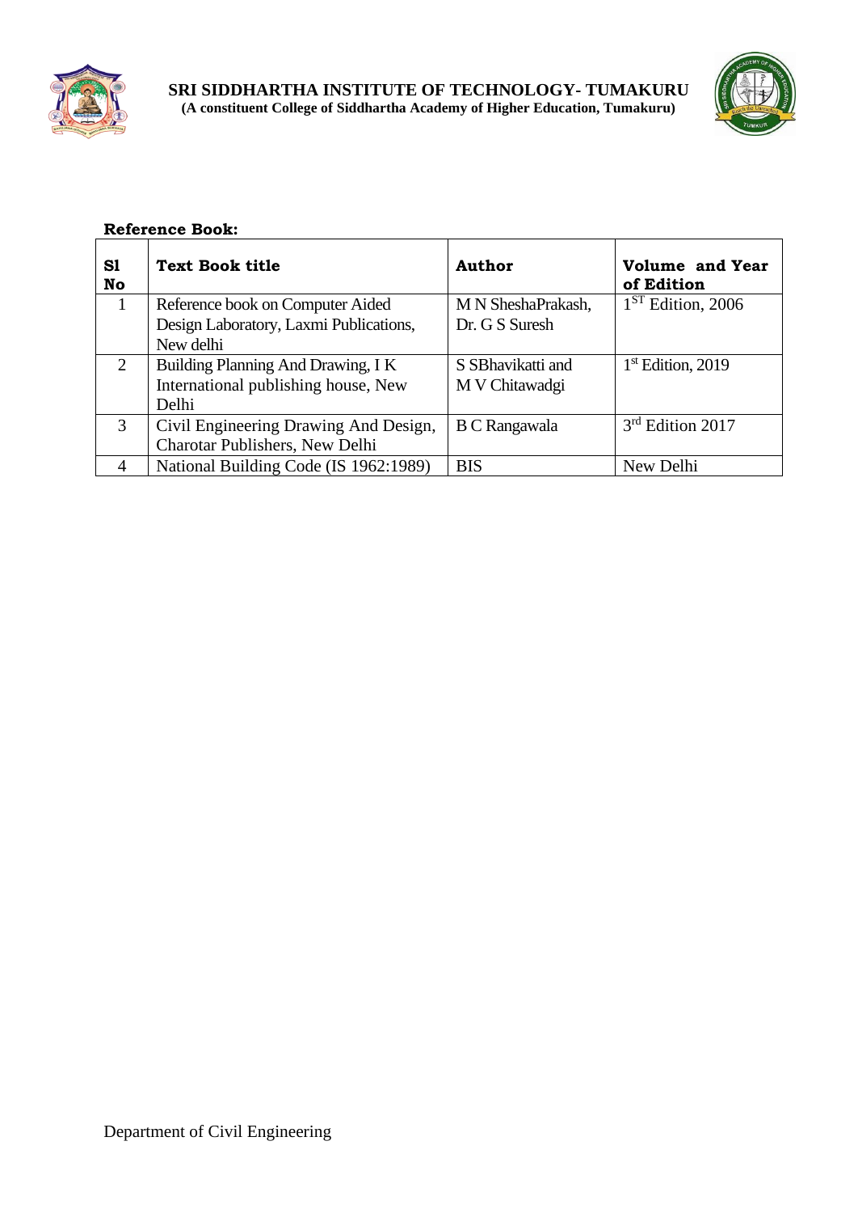**Reference Book:**

| Sl No | Text Book title | Author | Volume and Year of Edition |
|---|---|---|---|
| 1 | Reference book on Computer Aided Design Laboratory, Laxmi Publications, New delhi | M N SheshaPrakash, Dr. G S Suresh | 1ST Edition, 2006 |
| 2 | Building Planning And Drawing, I K International publishing house, New Delhi | S SBhavikatti and M V Chitawadgi | 1st Edition, 2019 |
| 3 | Civil Engineering Drawing And Design, Charotar Publishers, New Delhi | B C Rangawala | 3rd Edition 2017 |
| 4 | National Building Code (IS 1962:1989) | BIS | New Delhi |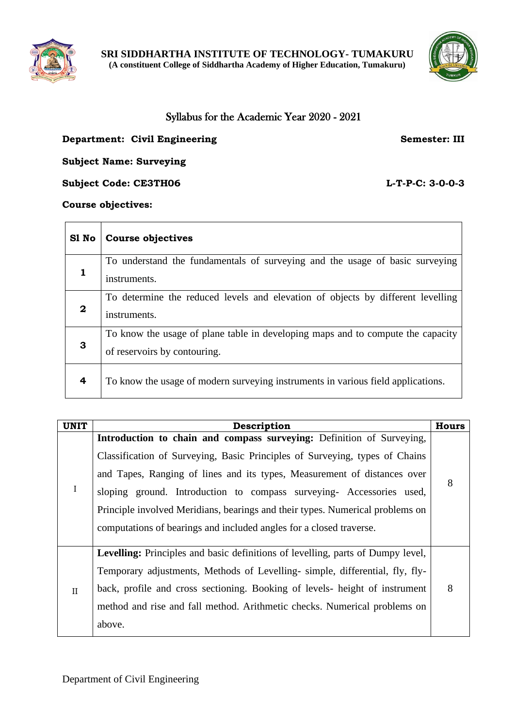**SRI SIDDHARTHA INSTITUTE OF TECHNOLOGY- TUMAKURU**
**(A constituent College of Siddhartha Academy of Higher Education, Tumakuru)**

## Syllabus for the Academic Year 2020 - 2021

**Department: Civil Engineering** **Semester: III**

**Subject Name: Surveying**

**Subject Code: CE3TH06** **L-T-P-C: 3-0-0-3**

**Course objectives:**

| Sl No | Course objectives |
|---|---|
| 1 | To understand the fundamentals of surveying and the usage of basic surveying instruments. |
| 2 | To determine the reduced levels and elevation of objects by different levelling instruments. |
| 3 | To know the usage of plane table in developing maps and to compute the capacity of reservoirs by contouring. |
| 4 | To know the usage of modern surveying instruments in various field applications. |

| UNIT | Description | Hours |
|---|---|---|
| I | **Introduction to chain and compass surveying:** Definition of Surveying, Classification of Surveying, Basic Principles of Surveying, types of Chains and Tapes, Ranging of lines and its types, Measurement of distances over sloping ground. Introduction to compass surveying- Accessories used, Principle involved Meridians, bearings and their types. Numerical problems on computations of bearings and included angles for a closed traverse. | 8 |
| II | **Levelling:** Principles and basic definitions of levelling, parts of Dumpy level, Temporary adjustments, Methods of Levelling- simple, differential, fly, fly-back, profile and cross sectioning. Booking of levels- height of instrument method and rise and fall method. Arithmetic checks. Numerical problems on above. | 8 |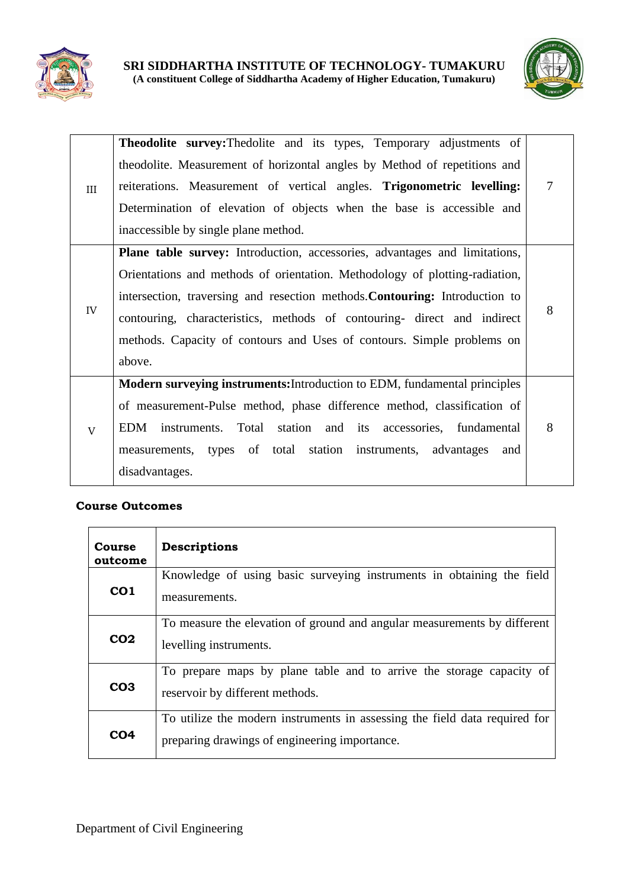| | | |
|---|---|---|
| III | **Theodolite survey:** Thedolite and its types, Temporary adjustments of theodolite. Measurement of horizontal angles by Method of repetitions and reiterations. Measurement of vertical angles. **Trigonometric levelling:** Determination of elevation of objects when the base is accessible and inaccessible by single plane method. | 7 |
| IV | **Plane table survey:** Introduction, accessories, advantages and limitations, Orientations and methods of orientation. Methodology of plotting-radiation, intersection, traversing and resection methods. **Contouring:** Introduction to contouring, characteristics, methods of contouring- direct and indirect methods. Capacity of contours and Uses of contours. Simple problems on above. | 8 |
| V | **Modern surveying instruments:** Introduction to EDM, fundamental principles of measurement-Pulse method, phase difference method, classification of EDM instruments. Total station and its accessories, fundamental measurements, types of total station instruments, advantages and disadvantages. | 8 |

**Course Outcomes**

| Course outcome | Descriptions |
|---|---|
| **CO1** | Knowledge of using basic surveying instruments in obtaining the field measurements. |
| **CO2** | To measure the elevation of ground and angular measurements by different levelling instruments. |
| **CO3** | To prepare maps by plane table and to arrive the storage capacity of reservoir by different methods. |
| **CO4** | To utilize the modern instruments in assessing the field data required for preparing drawings of engineering importance. |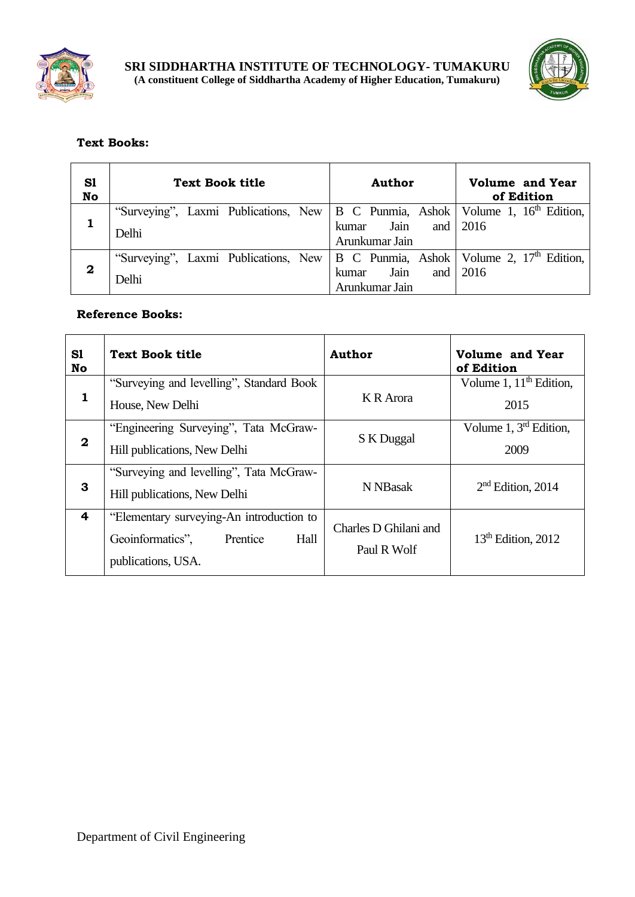**Text Books:**

| Sl No | Text Book title | Author | Volume and Year of Edition |
|---|---|---|---|
| 1 | "Surveying", Laxmi Publications, New Delhi | B C Punmia, Ashok kumar Jain and Arunkumar Jain | Volume 1, 16th Edition, 2016 |
| 2 | "Surveying", Laxmi Publications, New Delhi | B C Punmia, Ashok kumar Jain and Arunkumar Jain | Volume 2, 17th Edition, 2016 |

**Reference Books:**

| Sl No | Text Book title | Author | Volume and Year of Edition |
|---|---|---|---|
| 1 | "Surveying and levelling", Standard Book House, New Delhi | K R Arora | Volume 1, 11th Edition, 2015 |
| 2 | "Engineering Surveying", Tata McGraw-Hill publications, New Delhi | S K Duggal | Volume 1, 3rd Edition, 2009 |
| 3 | "Surveying and levelling", Tata McGraw-Hill publications, New Delhi | N NBasak | 2nd Edition, 2014 |
| 4 | "Elementary surveying-An introduction to Geoinformatics", Prentice Hall publications, USA. | Charles D Ghilani and Paul R Wolf | 13th Edition, 2012 |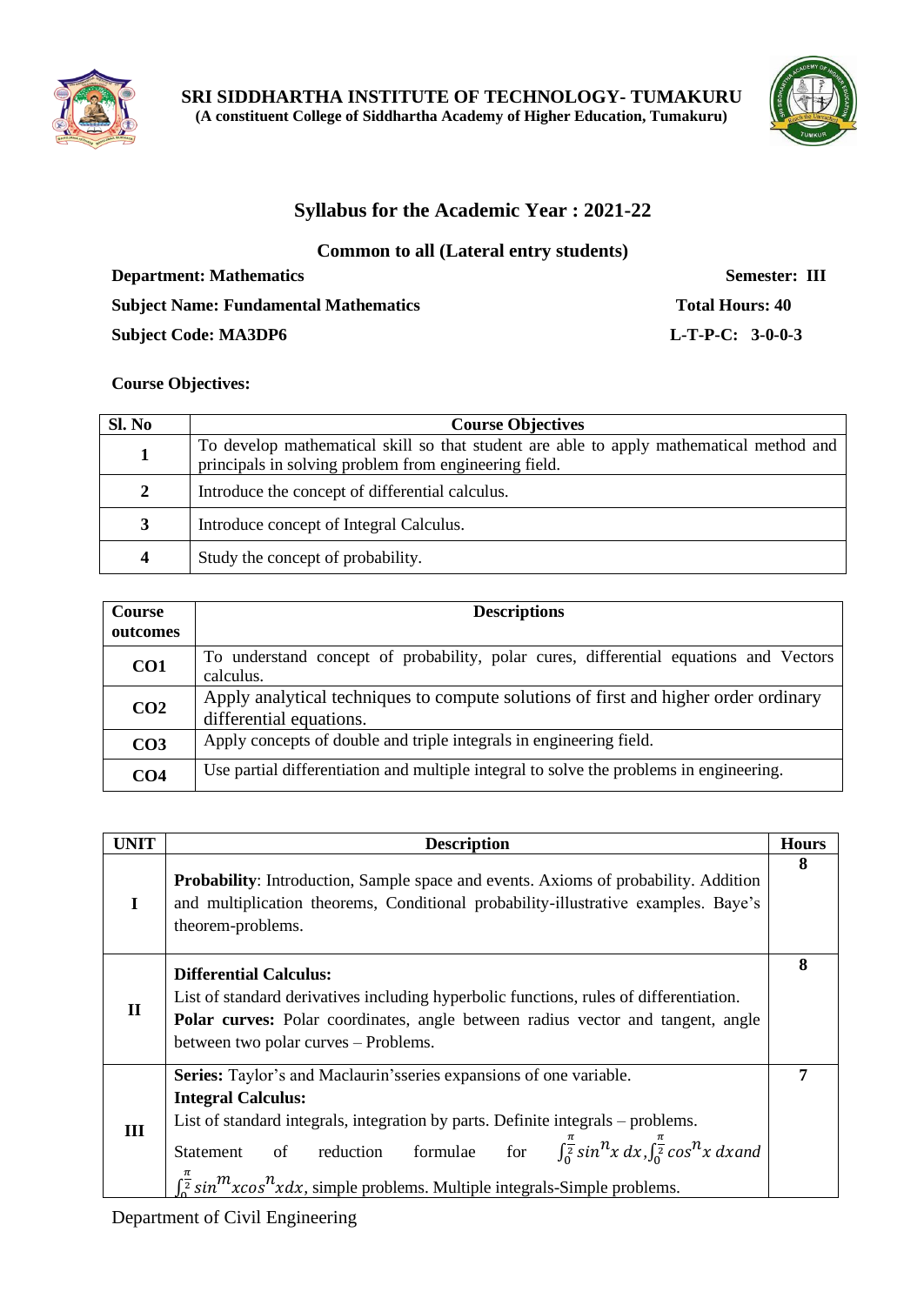**SRI SIDDHARTHA INSTITUTE OF TECHNOLOGY- TUMAKURU**
**(A constituent College of Siddhartha Academy of Higher Education, Tumakuru)**

## Syllabus for the Academic Year : 2021-22

### Common to all (Lateral entry students)

**Department: Mathematics** **Semester: III**

**Subject Name: Fundamental Mathematics** **Total Hours: 40**

**Subject Code: MA3DP6** **L-T-P-C: 3-0-0-3**

**Course Objectives:**

| Sl. No | Course Objectives |
|---|---|
| 1 | To develop mathematical skill so that student are able to apply mathematical method and principals in solving problem from engineering field. |
| 2 | Introduce the concept of differential calculus. |
| 3 | Introduce concept of Integral Calculus. |
| 4 | Study the concept of probability. |

| Course outcomes | Descriptions |
|---|---|
| CO1 | To understand concept of probability, polar cures, differential equations and Vectors calculus. |
| CO2 | Apply analytical techniques to compute solutions of first and higher order ordinary differential equations. |
| CO3 | Apply concepts of double and triple integrals in engineering field. |
| CO4 | Use partial differentiation and multiple integral to solve the problems in engineering. |

| UNIT | Description | Hours |
|---|---|---|
| I | **Probability**: Introduction, Sample space and events. Axioms of probability. Addition and multiplication theorems, Conditional probability-illustrative examples. Baye's theorem-problems. | 8 |
| II | **Differential Calculus:** List of standard derivatives including hyperbolic functions, rules of differentiation. **Polar curves:** Polar coordinates, angle between radius vector and tangent, angle between two polar curves – Problems. | 8 |
| III | **Series:** Taylor's and Maclaurin'sseries expansions of one variable. **Integral Calculus:** List of standard integrals, integration by parts. Definite integrals – problems. Statement of reduction formulae for $\int_0^{\frac{\pi}{2}} sin^n x\, dx, \int_0^{\frac{\pi}{2}} cos^n x\, dx$ and $\int_0^{\frac{\pi}{2}} sin^m x cos^n x dx$, simple problems. Multiple integrals-Simple problems. | 7 |

Department of Civil Engineering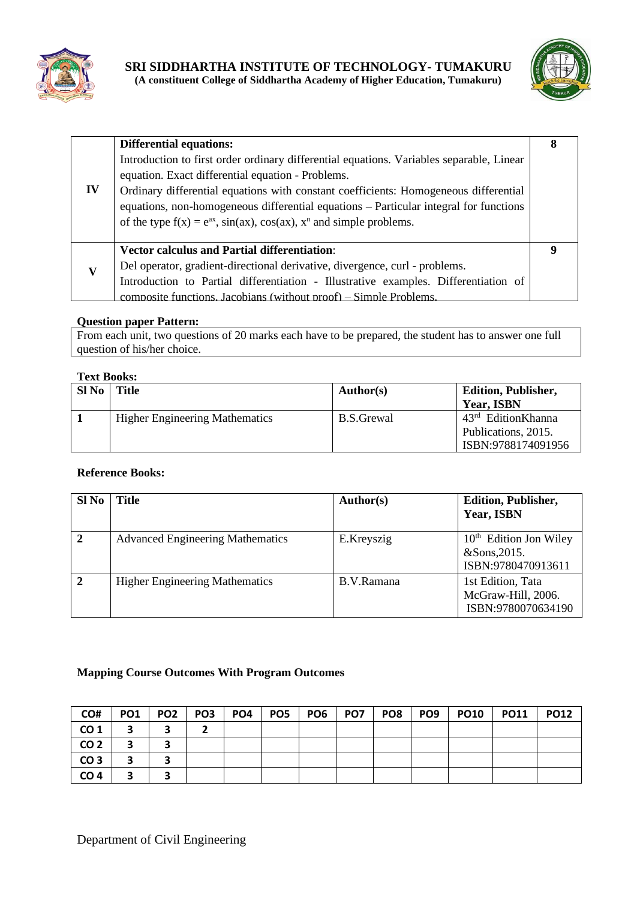| | | |
|---|---|---|
| **IV** | **Differential equations:**<br>Introduction to first order ordinary differential equations. Variables separable, Linear equation. Exact differential equation - Problems.<br>Ordinary differential equations with constant coefficients: Homogeneous differential equations, non-homogeneous differential equations – Particular integral for functions of the type $f(x) = e^{ax}$, $\sin(ax)$, $\cos(ax)$, $x^n$ and simple problems. | **8** |
| **V** | **Vector calculus and Partial differentiation**:<br>Del operator, gradient-directional derivative, divergence, curl - problems.<br>Introduction to Partial differentiation - Illustrative examples. Differentiation of composite functions. Jacobians (without proof) – Simple Problems. | **9** |

**Question paper Pattern:**

From each unit, two questions of 20 marks each have to be prepared, the student has to answer one full question of his/her choice.

**Text Books:**

| Sl No | Title | Author(s) | Edition, Publisher, Year, ISBN |
|---|---|---|---|
| **1** | Higher Engineering Mathematics | B.S.Grewal | 43rd EditionKhanna Publications, 2015. ISBN:9788174091956 |

**Reference Books:**

| Sl No | Title | Author(s) | Edition, Publisher, Year, ISBN |
|---|---|---|---|
| **2** | Advanced Engineering Mathematics | E.Kreyszig | 10th Edition Jon Wiley &Sons,2015. ISBN:9780470913611 |
| **2** | Higher Engineering Mathematics | B.V.Ramana | 1st Edition, Tata McGraw-Hill, 2006. ISBN:9780070634190 |

**Mapping Course Outcomes With Program Outcomes**

| CO# | PO1 | PO2 | PO3 | PO4 | PO5 | PO6 | PO7 | PO8 | PO9 | PO10 | PO11 | PO12 |
|---|---|---|---|---|---|---|---|---|---|---|---|---|
| CO 1 | 3 | 3 | 2 | | | | | | | | | |
| CO 2 | 3 | 3 | | | | | | | | | | |
| CO 3 | 3 | 3 | | | | | | | | | | |
| CO 4 | 3 | 3 | | | | | | | | | | |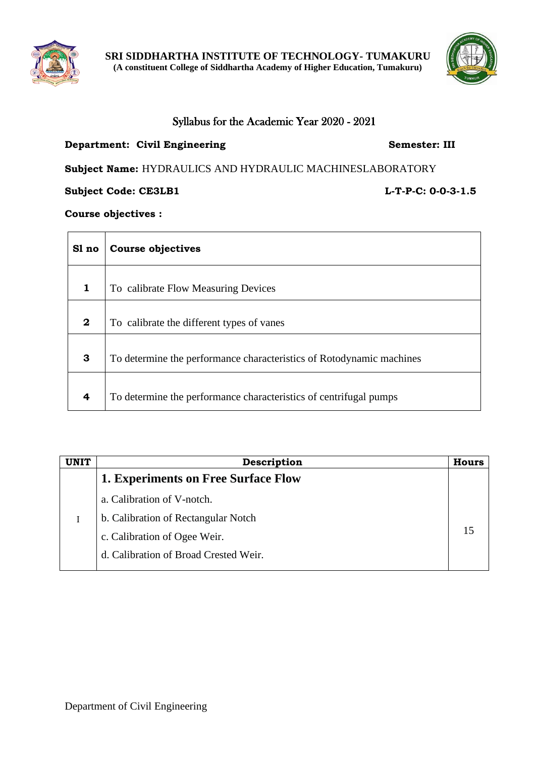**SRI SIDDHARTHA INSTITUTE OF TECHNOLOGY- TUMAKURU**
**(A constituent College of Siddhartha Academy of Higher Education, Tumakuru)**

## Syllabus for the Academic Year 2020 - 2021

**Department: Civil Engineering** **Semester: III**

**Subject Name:** HYDRAULICS AND HYDRAULIC MACHINESLABORATORY

**Subject Code: CE3LB1** **L-T-P-C: 0-0-3-1.5**

**Course objectives :**

| Sl no | Course objectives |
|---|---|
| 1 | To calibrate Flow Measuring Devices |
| 2 | To calibrate the different types of vanes |
| 3 | To determine the performance characteristics of Rotodynamic machines |
| 4 | To determine the performance characteristics of centrifugal pumps |

| UNIT | Description | Hours |
|---|---|---|
| I | **1. Experiments on Free Surface Flow**<br>a. Calibration of V-notch.<br>b. Calibration of Rectangular Notch<br>c. Calibration of Ogee Weir.<br>d. Calibration of Broad Crested Weir. | 15 |

Department of Civil Engineering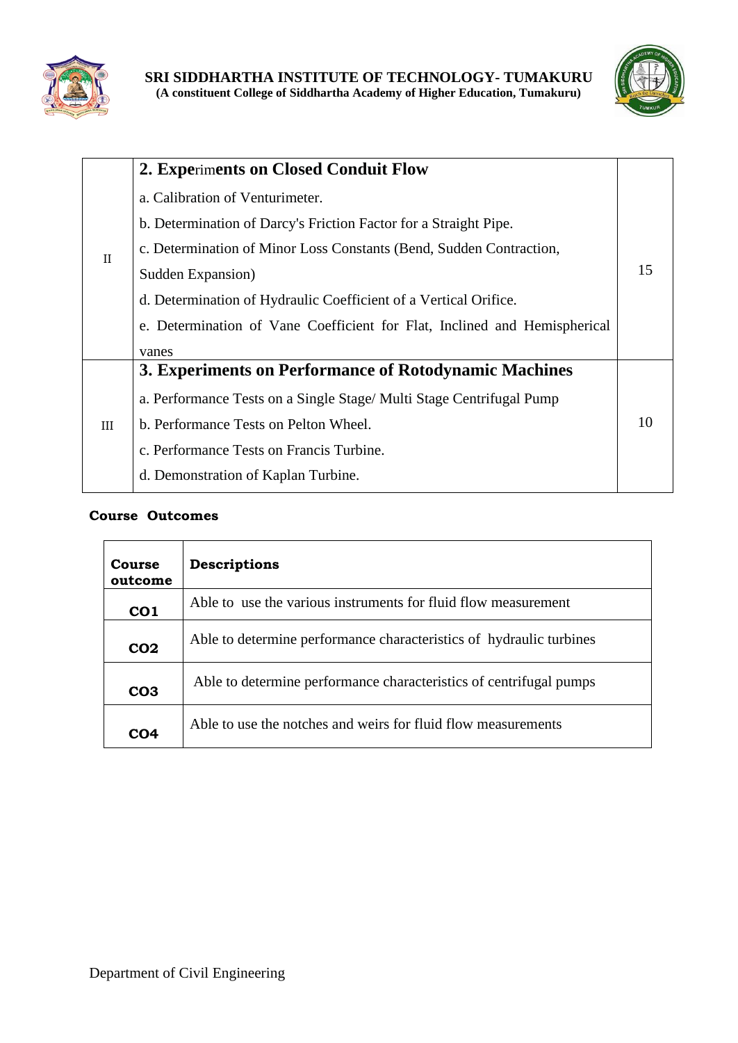| | | |
|---|---|---|
| II | **2. Experiments on Closed Conduit Flow**<br>a. Calibration of Venturimeter.<br>b. Determination of Darcy's Friction Factor for a Straight Pipe.<br>c. Determination of Minor Loss Constants (Bend, Sudden Contraction, Sudden Expansion)<br>d. Determination of Hydraulic Coefficient of a Vertical Orifice.<br>e. Determination of Vane Coefficient for Flat, Inclined and Hemispherical vanes | 15 |
| III | **3. Experiments on Performance of Rotodynamic Machines**<br>a. Performance Tests on a Single Stage/ Multi Stage Centrifugal Pump<br>b. Performance Tests on Pelton Wheel.<br>c. Performance Tests on Francis Turbine.<br>d. Demonstration of Kaplan Turbine. | 10 |

**Course Outcomes**

| Course outcome | Descriptions |
|---|---|
| CO1 | Able to use the various instruments for fluid flow measurement |
| CO2 | Able to determine performance characteristics of hydraulic turbines |
| CO3 | Able to determine performance characteristics of centrifugal pumps |
| CO4 | Able to use the notches and weirs for fluid flow measurements |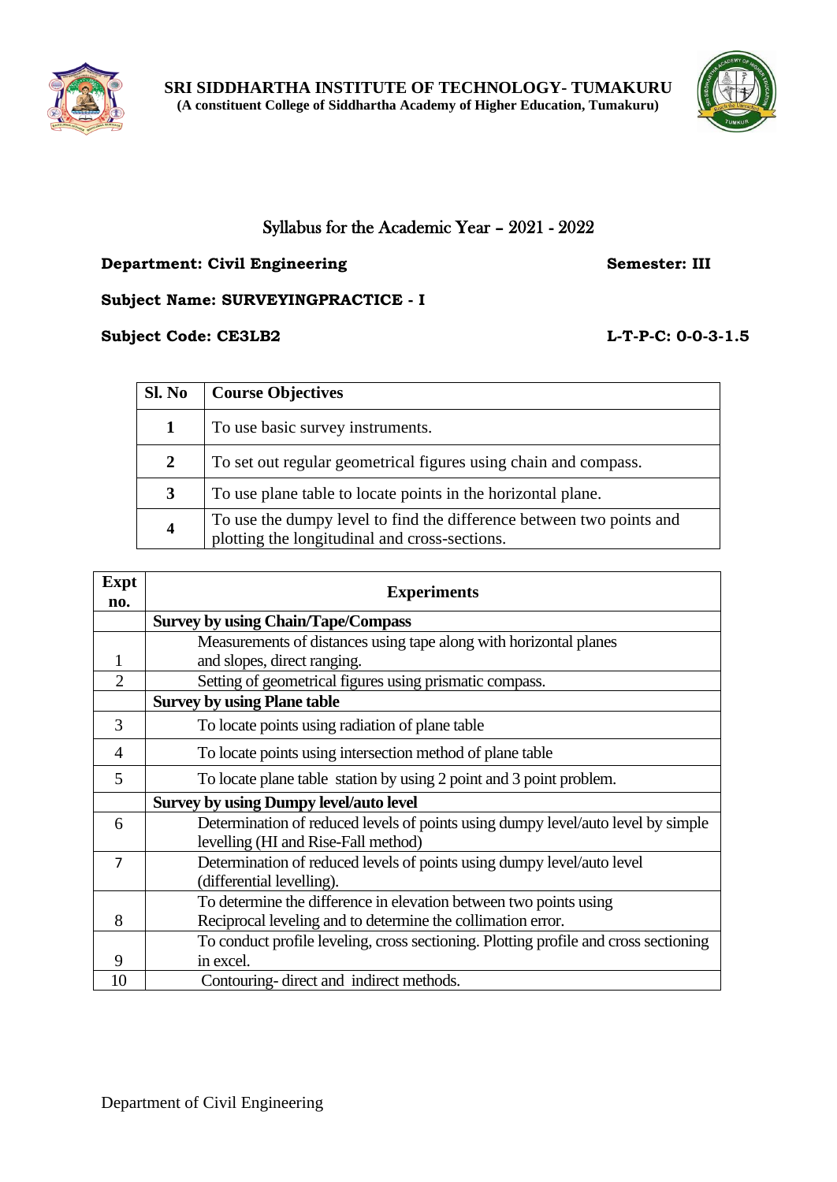**SRI SIDDHARTHA INSTITUTE OF TECHNOLOGY- TUMAKURU**
**(A constituent College of Siddhartha Academy of Higher Education, Tumakuru)**

## Syllabus for the Academic Year – 2021 - 2022

**Department: Civil Engineering** **Semester: III**

**Subject Name: SURVEYINGPRACTICE - I**

**Subject Code: CE3LB2** **L-T-P-C: 0-0-3-1.5**

| Sl. No | Course Objectives |
|---|---|
| **1** | To use basic survey instruments. |
| **2** | To set out regular geometrical figures using chain and compass. |
| **3** | To use plane table to locate points in the horizontal plane. |
| **4** | To use the dumpy level to find the difference between two points and plotting the longitudinal and cross-sections. |

| Expt no. | Experiments |
|---|---|
| | **Survey by using Chain/Tape/Compass** |
| 1 | Measurements of distances using tape along with horizontal planes and slopes, direct ranging. |
| 2 | Setting of geometrical figures using prismatic compass. |
| | **Survey by using Plane table** |
| 3 | To locate points using radiation of plane table |
| 4 | To locate points using intersection method of plane table |
| 5 | To locate plane table station by using 2 point and 3 point problem. |
| | **Survey by using Dumpy level/auto level** |
| 6 | Determination of reduced levels of points using dumpy level/auto level by simple levelling (HI and Rise-Fall method) |
| 7 | Determination of reduced levels of points using dumpy level/auto level (differential levelling). |
| 8 | To determine the difference in elevation between two points using Reciprocal leveling and to determine the collimation error. |
| 9 | To conduct profile leveling, cross sectioning. Plotting profile and cross sectioning in excel. |
| 10 | Contouring- direct and indirect methods. |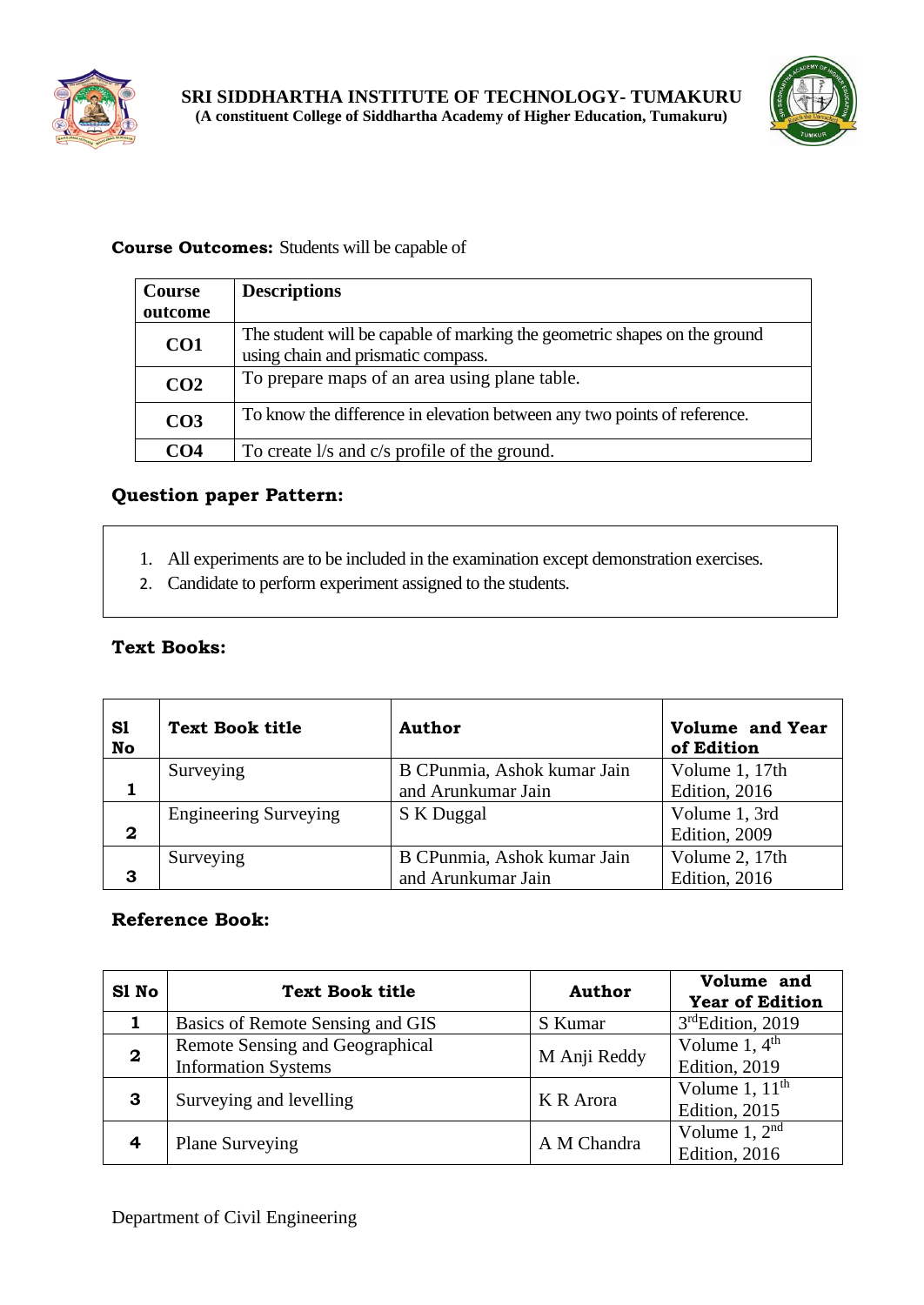**Course Outcomes:** Students will be capable of

| Course outcome | Descriptions |
|---|---|
| CO1 | The student will be capable of marking the geometric shapes on the ground using chain and prismatic compass. |
| CO2 | To prepare maps of an area using plane table. |
| CO3 | To know the difference in elevation between any two points of reference. |
| CO4 | To create l/s and c/s profile of the ground. |

**Question paper Pattern:**

1. All experiments are to be included in the examination except demonstration exercises.
2. Candidate to perform experiment assigned to the students.

**Text Books:**

| Sl No | Text Book title | Author | Volume and Year of Edition |
|---|---|---|---|
| 1 | Surveying | B CPunmia, Ashok kumar Jain and Arunkumar Jain | Volume 1, 17th Edition, 2016 |
| 2 | Engineering Surveying | S K Duggal | Volume 1, 3rd Edition, 2009 |
| 3 | Surveying | B CPunmia, Ashok kumar Jain and Arunkumar Jain | Volume 2, 17th Edition, 2016 |

**Reference Book:**

| Sl No | Text Book title | Author | Volume and Year of Edition |
|---|---|---|---|
| 1 | Basics of Remote Sensing and GIS | S Kumar | 3rd Edition, 2019 |
| 2 | Remote Sensing and Geographical Information Systems | M Anji Reddy | Volume 1, 4th Edition, 2019 |
| 3 | Surveying and levelling | K R Arora | Volume 1, 11th Edition, 2015 |
| 4 | Plane Surveying | A M Chandra | Volume 1, 2nd Edition, 2016 |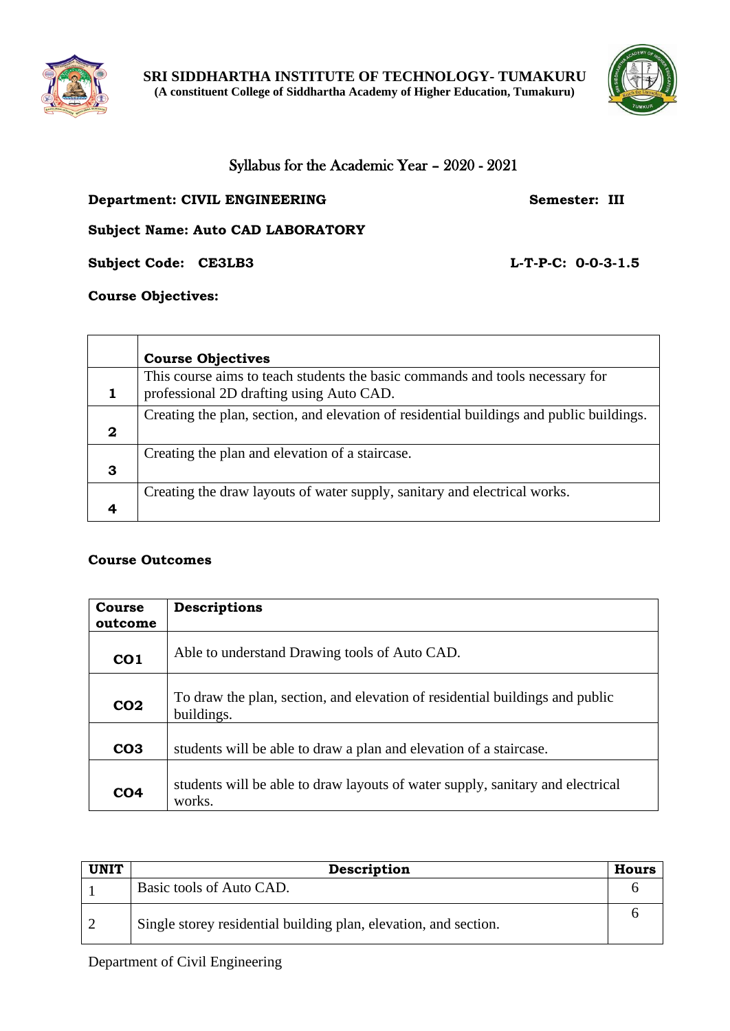**SRI SIDDHARTHA INSTITUTE OF TECHNOLOGY- TUMAKURU**
**(A constituent College of Siddhartha Academy of Higher Education, Tumakuru)**

## Syllabus for the Academic Year – 2020 - 2021

**Department: CIVIL ENGINEERING** **Semester: III**

**Subject Name: Auto CAD LABORATORY**

**Subject Code: CE3LB3** **L-T-P-C: 0-0-3-1.5**

**Course Objectives:**

| | **Course Objectives** |
|---|---|
| **1** | This course aims to teach students the basic commands and tools necessary for professional 2D drafting using Auto CAD. |
| **2** | Creating the plan, section, and elevation of residential buildings and public buildings. |
| **3** | Creating the plan and elevation of a staircase. |
| **4** | Creating the draw layouts of water supply, sanitary and electrical works. |

**Course Outcomes**

| **Course outcome** | **Descriptions** |
|---|---|
| **CO1** | Able to understand Drawing tools of Auto CAD. |
| **CO2** | To draw the plan, section, and elevation of residential buildings and public buildings. |
| **CO3** | students will be able to draw a plan and elevation of a staircase. |
| **CO4** | students will be able to draw layouts of water supply, sanitary and electrical works. |

| **UNIT** | **Description** | **Hours** |
|---|---|---|
| 1 | Basic tools of Auto CAD. | 6 |
| 2 | Single storey residential building plan, elevation, and section. | 6 |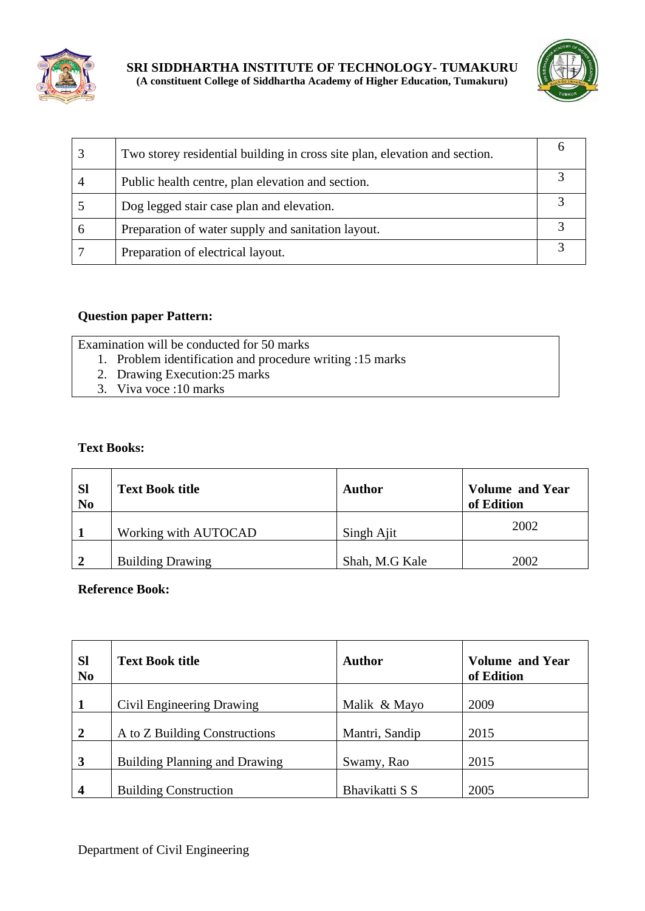| 3 | Two storey residential building in cross site plan, elevation and section. | 6 |
|---|---|---|
| 4 | Public health centre, plan elevation and section. | 3 |
| 5 | Dog legged stair case plan and elevation. | 3 |
| 6 | Preparation of water supply and sanitation layout. | 3 |
| 7 | Preparation of electrical layout. | 3 |

**Question paper Pattern:**

Examination will be conducted for 50 marks

1. Problem identification and procedure writing :15 marks
2. Drawing Execution:25 marks
3. Viva voce :10 marks

**Text Books:**

| Sl No | Text Book title | Author | Volume and Year of Edition |
|---|---|---|---|
| **1** | Working with AUTOCAD | Singh Ajit | 2002 |
| **2** | Building Drawing | Shah, M.G Kale | 2002 |

**Reference Book:**

| Sl No | Text Book title | Author | Volume and Year of Edition |
|---|---|---|---|
| **1** | Civil Engineering Drawing | Malik & Mayo | 2009 |
| **2** | A to Z Building Constructions | Mantri, Sandip | 2015 |
| **3** | Building Planning and Drawing | Swamy, Rao | 2015 |
| **4** | Building Construction | Bhavikatti S S | 2005 |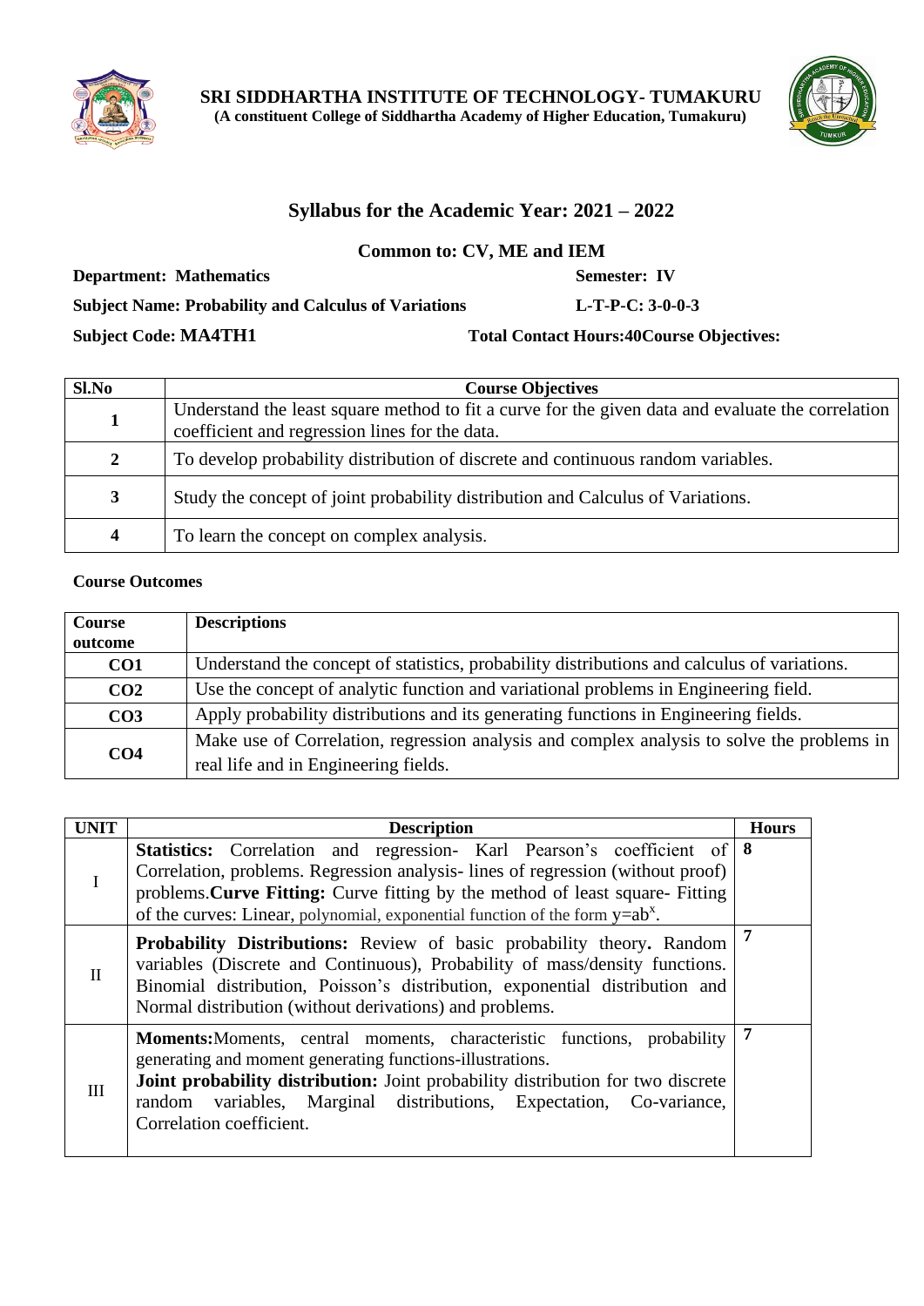**SRI SIDDHARTHA INSTITUTE OF TECHNOLOGY- TUMAKURU**
**(A constituent College of Siddhartha Academy of Higher Education, Tumakuru)**

## Syllabus for the Academic Year: 2021 – 2022

**Common to: CV, ME and IEM**

**Department: Mathematics** **Semester: IV**

**Subject Name: Probability and Calculus of Variations** **L-T-P-C: 3-0-0-3**

**Subject Code: MA4TH1** **Total Contact Hours:40Course Objectives:**

| Sl.No | Course Objectives |
|---|---|
| 1 | Understand the least square method to fit a curve for the given data and evaluate the correlation coefficient and regression lines for the data. |
| 2 | To develop probability distribution of discrete and continuous random variables. |
| 3 | Study the concept of joint probability distribution and Calculus of Variations. |
| 4 | To learn the concept on complex analysis. |

**Course Outcomes**

| Course outcome | Descriptions |
|---|---|
| CO1 | Understand the concept of statistics, probability distributions and calculus of variations. |
| CO2 | Use the concept of analytic function and variational problems in Engineering field. |
| CO3 | Apply probability distributions and its generating functions in Engineering fields. |
| CO4 | Make use of Correlation, regression analysis and complex analysis to solve the problems in real life and in Engineering fields. |

| UNIT | Description | Hours |
|---|---|---|
| I | **Statistics:** Correlation and regression- Karl Pearson's coefficient of Correlation, problems. Regression analysis- lines of regression (without proof) problems.**Curve Fitting:** Curve fitting by the method of least square- Fitting of the curves: Linear, polynomial, exponential function of the form $y=ab^x$. | 8 |
| II | **Probability Distributions:** Review of basic probability theory**.** Random variables (Discrete and Continuous), Probability of mass/density functions. Binomial distribution, Poisson's distribution, exponential distribution and Normal distribution (without derivations) and problems. | 7 |
| III | **Moments:**Moments, central moments, characteristic functions, probability generating and moment generating functions-illustrations. **Joint probability distribution:** Joint probability distribution for two discrete random variables, Marginal distributions, Expectation, Co-variance, Correlation coefficient. | 7 |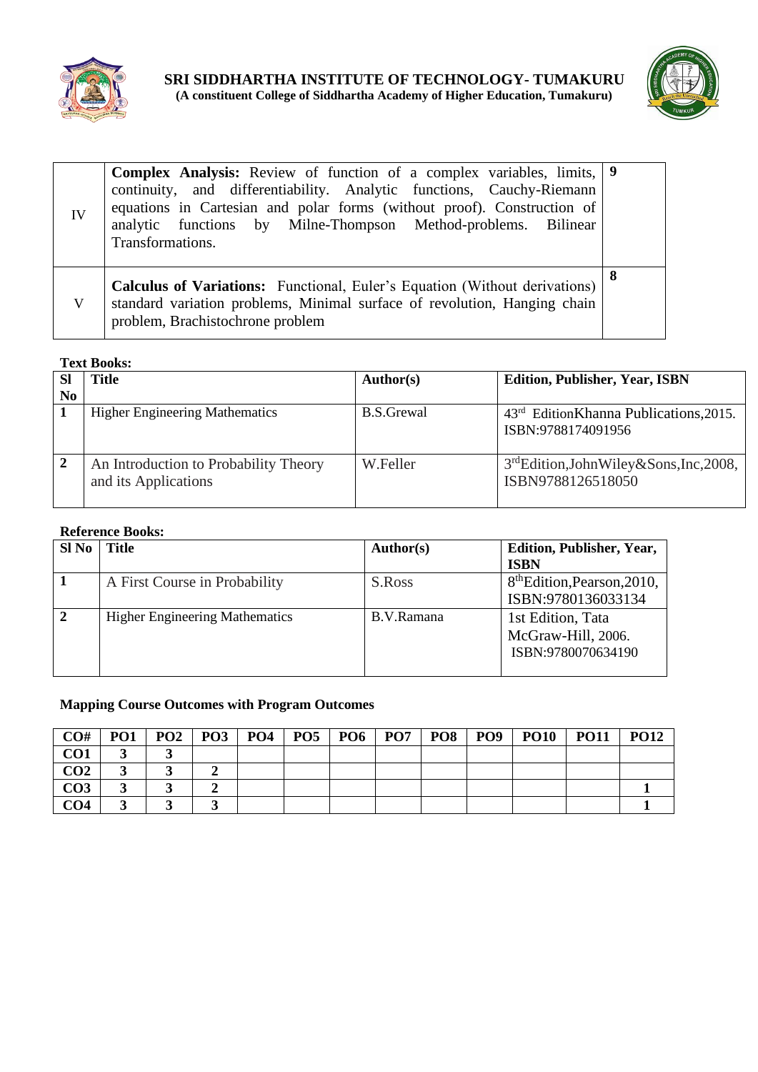| | | |
|---|---|---|
| IV | **Complex Analysis:** Review of function of a complex variables, limits, continuity, and differentiability. Analytic functions, Cauchy-Riemann equations in Cartesian and polar forms (without proof). Construction of analytic functions by Milne-Thompson Method-problems. Bilinear Transformations. | **9** |
| V | **Calculus of Variations:** Functional, Euler's Equation (Without derivations) standard variation problems, Minimal surface of revolution, Hanging chain problem, Brachistochrone problem | **8** |

**Text Books:**

| Sl No | Title | Author(s) | Edition, Publisher, Year, ISBN |
|---|---|---|---|
| **1** | Higher Engineering Mathematics | B.S.Grewal | 43rd EditionKhanna Publications,2015. ISBN:9788174091956 |
| **2** | An Introduction to Probability Theory and its Applications | W.Feller | 3rdEdition,JohnWiley&Sons,Inc,2008, ISBN9788126518050 |

**Reference Books:**

| Sl No | Title | Author(s) | Edition, Publisher, Year, ISBN |
|---|---|---|---|
| **1** | A First Course in Probability | S.Ross | 8thEdition,Pearson,2010, ISBN:9780136033134 |
| **2** | Higher Engineering Mathematics | B.V.Ramana | 1st Edition, Tata McGraw-Hill, 2006. ISBN:9780070634190 |

**Mapping Course Outcomes with Program Outcomes**

| CO# | PO1 | PO2 | PO3 | PO4 | PO5 | PO6 | PO7 | PO8 | PO9 | PO10 | PO11 | PO12 |
|---|---|---|---|---|---|---|---|---|---|---|---|---|
| **CO1** | **3** | **3** | | | | | | | | | | |
| **CO2** | **3** | **3** | **2** | | | | | | | | | |
| **CO3** | **3** | **3** | **2** | | | | | | | | | **1** |
| **CO4** | **3** | **3** | **3** | | | | | | | | | **1** |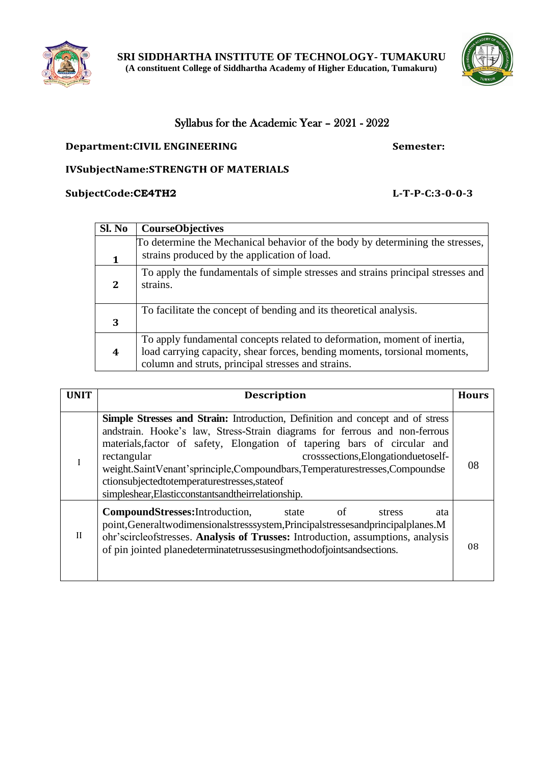**SRI SIDDHARTHA INSTITUTE OF TECHNOLOGY- TUMAKURU**
**(A constituent College of Siddhartha Academy of Higher Education, Tumakuru)**

## Syllabus for the Academic Year – 2021 - 2022

**Department:CIVIL ENGINEERING** **Semester:**

**IVSubjectName:STRENGTH OF MATERIALS**

**SubjectCode:CE4TH2** **L-T-P-C:3-0-0-3**

| Sl. No | CourseObjectives |
|---|---|
| 1 | To determine the Mechanical behavior of the body by determining the stresses, strains produced by the application of load. |
| 2 | To apply the fundamentals of simple stresses and strains principal stresses and strains. |
| 3 | To facilitate the concept of bending and its theoretical analysis. |
| 4 | To apply fundamental concepts related to deformation, moment of inertia, load carrying capacity, shear forces, bending moments, torsional moments, column and struts, principal stresses and strains. |

| UNIT | Description | Hours |
|---|---|---|
| I | **Simple Stresses and Strain:** Introduction, Definition and concept and of stress andstrain. Hooke's law, Stress-Strain diagrams for ferrous and non-ferrous materials,factor of safety, Elongation of tapering bars of circular and rectangular crosssections,Elongationduetoself-weight.SaintVenant'sprinciple,Compoundbars,Temperaturestresses,Compoundsectionsubjectedtotemperaturestresses,stateof simpleshear,Elasticconstantsandtheirrelationship. | 08 |
| II | **CompoundStresses:**Introduction, state of stress ata point,Generaltwodimensionalstresssystem,Principalstressesandprincipalplanes.Mohr'scircleofstresses. **Analysis of Trusses:** Introduction, assumptions, analysis of pin jointed planedeterminatetrussesusingmethodofjointsandsections. | 08 |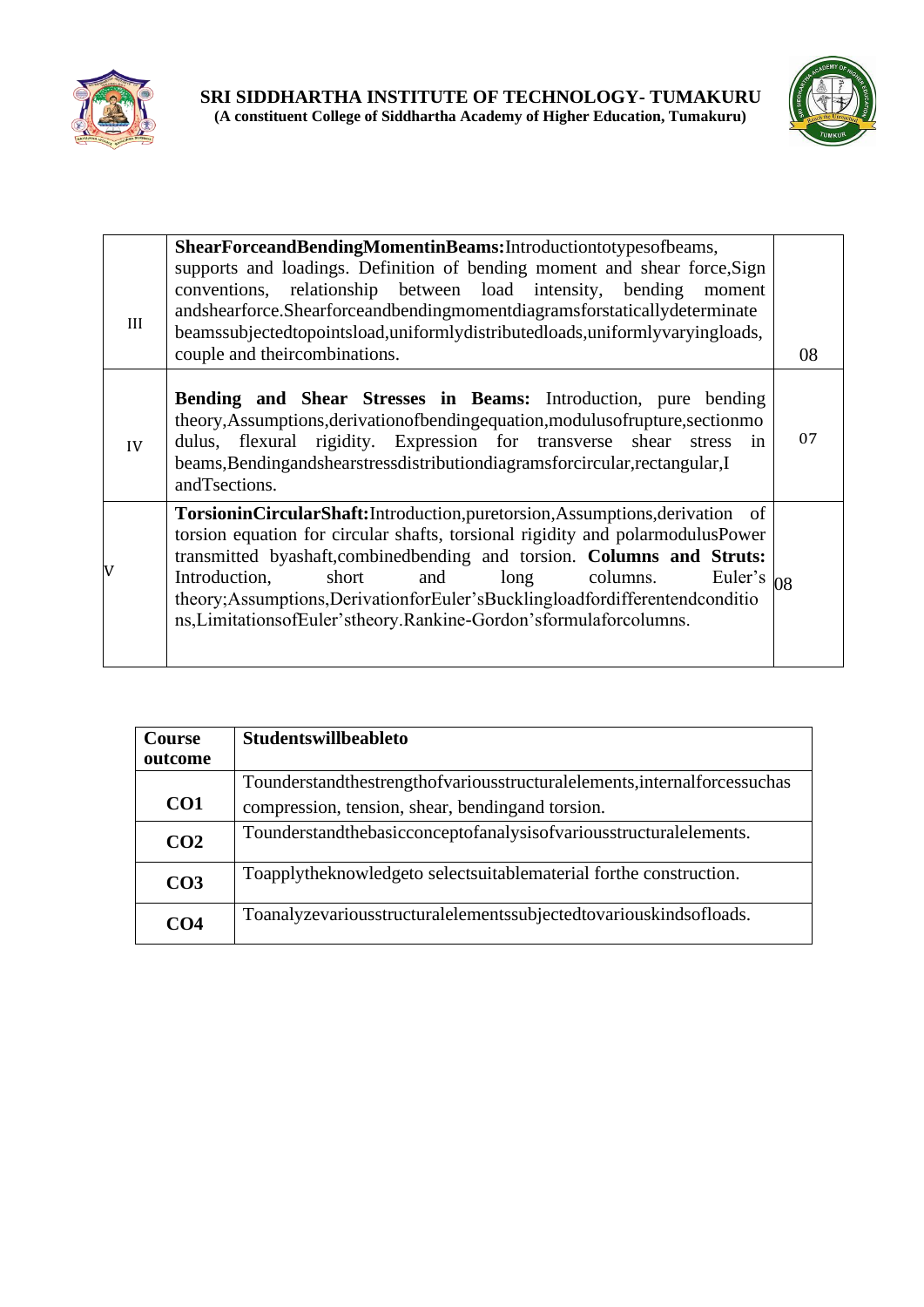| III | **ShearForceandBendingMomentinBeams:**Introductiontotypesofbeams, supports and loadings. Definition of bending moment and shear force,Sign conventions, relationship between load intensity, bending moment andshearforce.Shearforceandbendingmomentdiagramsforstaticallydeterminate beamssubjectedtopointsload,uniformlydistributedloads,uniformlyvaryingloads, couple and theircombinations. | 08 |
|---|---|---|
| IV | **Bending and Shear Stresses in Beams:** Introduction, pure bending theory,Assumptions,derivationofbendingequation,modulusofrupture,sectionmodulus, flexural rigidity. Expression for transverse shear stress in beams,Bendingandshearstressdistributiondiagramsforcircular,rectangular,I andTsections. | 07 |
| V | **TorsioninCircularShaft:**Introduction,puretorsion,Assumptions,derivation of torsion equation for circular shafts, torsional rigidity and polarmodulusPower transmitted byashaft,combinedbending and torsion. **Columns and Struts:** Introduction, short and long columns. Euler's theory;Assumptions,DerivationforEuler'sBucklingloadfordifferentendconditions,LimitationsofEuler'stheory.Rankine-Gordon'sformulaforcolumns. | 08 |

| **Course outcome** | **Studentswillbeableto** |
|---|---|
| **CO1** | Tounderstandthestrengthofvariousstructuralelements,internalforcessuchas compression, tension, shear, bendingand torsion. |
| **CO2** | Tounderstandthebasicconceptofanalysisofvariousstructuralelements. |
| **CO3** | Toapplytheknowledgeto selectsuitablematerial forthe construction. |
| **CO4** | Toanalyzevariousstructuralelementssubjectedtovariouskindsofloads. |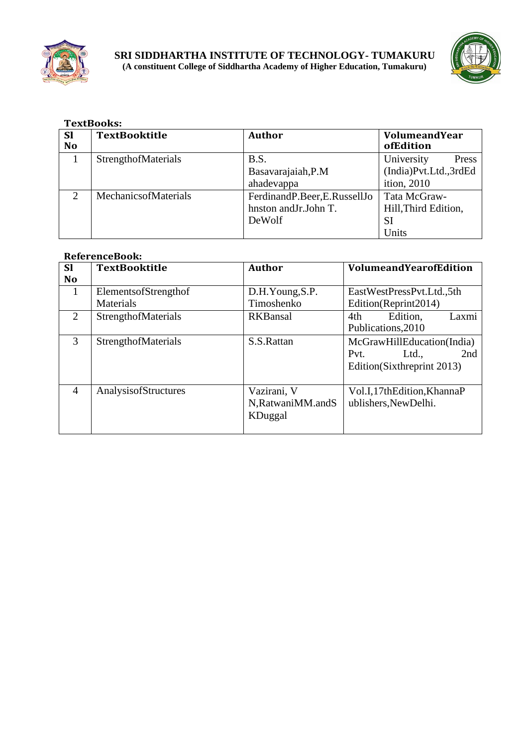**TextBooks:**

| Sl No | TextBooktitle | Author | VolumeandYear ofEdition |
|---|---|---|---|
| 1 | StrengthofMaterials | B.S. Basavarajaiah,P.M ahadevappa | University Press (India)Pvt.Ltd.,3rdEdition, 2010 |
| 2 | MechanicsofMaterials | FerdinandP.Beer,E.RussellJohnston andJr.John T. DeWolf | Tata McGraw-Hill,Third Edition, SI Units |

**ReferenceBook:**

| Sl No | TextBooktitle | Author | VolumeandYearofEdition |
|---|---|---|---|
| 1 | ElementsofStrengthof Materials | D.H.Young,S.P. Timoshenko | EastWestPressPvt.Ltd.,5th Edition(Reprint2014) |
| 2 | StrengthofMaterials | RKBansal | 4th Edition, Laxmi Publications,2010 |
| 3 | StrengthofMaterials | S.S.Rattan | McGrawHillEducation(India) Pvt. Ltd., 2nd Edition(Sixthreprint 2013) |
| 4 | AnalysisofStructures | Vazirani, V N,RatwaniMM.andS KDuggal | Vol.I,17thEdition,KhannaPublishers,NewDelhi. |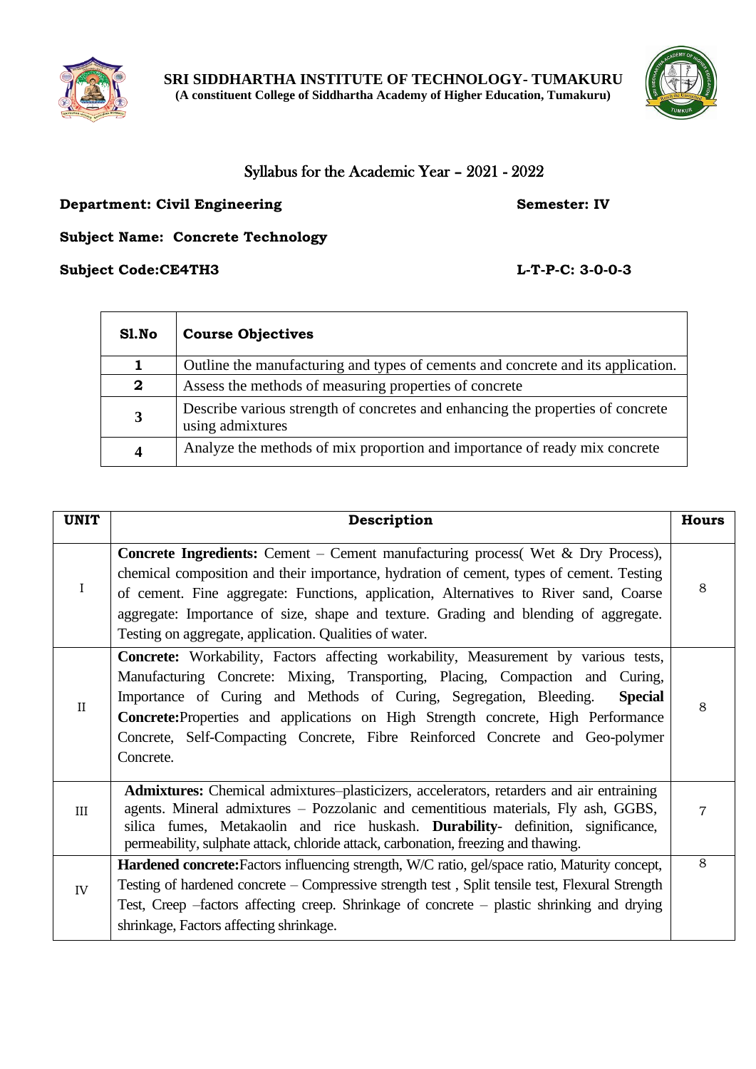**SRI SIDDHARTHA INSTITUTE OF TECHNOLOGY- TUMAKURU**
**(A constituent College of Siddhartha Academy of Higher Education, Tumakuru)**

## Syllabus for the Academic Year – 2021 - 2022

**Department: Civil Engineering** **Semester: IV**

**Subject Name: Concrete Technology**

**Subject Code:CE4TH3** **L-T-P-C: 3-0-0-3**

| Sl.No | Course Objectives |
|---|---|
| 1 | Outline the manufacturing and types of cements and concrete and its application. |
| 2 | Assess the methods of measuring properties of concrete |
| 3 | Describe various strength of concretes and enhancing the properties of concrete using admixtures |
| 4 | Analyze the methods of mix proportion and importance of ready mix concrete |

| UNIT | Description | Hours |
|---|---|---|
| I | **Concrete Ingredients:** Cement – Cement manufacturing process( Wet & Dry Process), chemical composition and their importance, hydration of cement, types of cement. Testing of cement. Fine aggregate: Functions, application, Alternatives to River sand, Coarse aggregate: Importance of size, shape and texture. Grading and blending of aggregate. Testing on aggregate, application. Qualities of water. | 8 |
| II | **Concrete:** Workability, Factors affecting workability, Measurement by various tests, Manufacturing Concrete: Mixing, Transporting, Placing, Compaction and Curing, Importance of Curing and Methods of Curing, Segregation, Bleeding. **Special Concrete:**Properties and applications on High Strength concrete, High Performance Concrete, Self-Compacting Concrete, Fibre Reinforced Concrete and Geo-polymer Concrete. | 8 |
| III | **Admixtures:** Chemical admixtures–plasticizers, accelerators, retarders and air entraining agents. Mineral admixtures – Pozzolanic and cementitious materials, Fly ash, GGBS, silica fumes, Metakaolin and rice huskash. **Durability**- definition, significance, permeability, sulphate attack, chloride attack, carbonation, freezing and thawing. | 7 |
| IV | **Hardened concrete:**Factors influencing strength, W/C ratio, gel/space ratio, Maturity concept, Testing of hardened concrete – Compressive strength test , Split tensile test, Flexural Strength Test, Creep –factors affecting creep. Shrinkage of concrete – plastic shrinking and drying shrinkage, Factors affecting shrinkage. | 8 |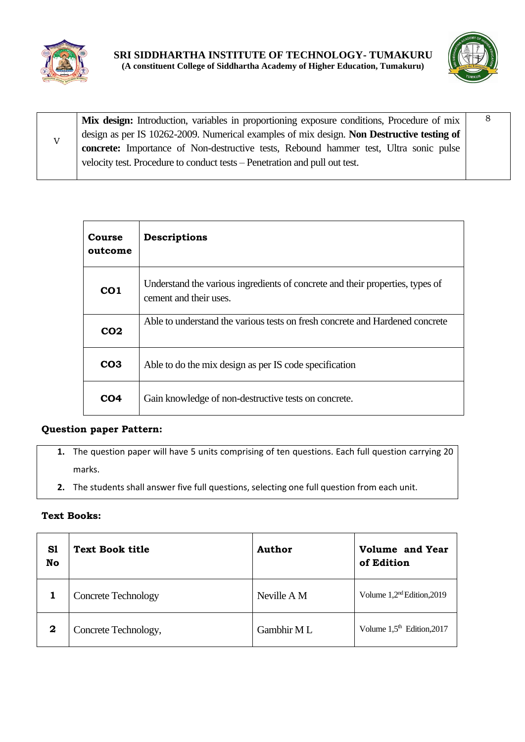| V | **Mix design:** Introduction, variables in proportioning exposure conditions, Procedure of mix design as per IS 10262-2009. Numerical examples of mix design. **Non Destructive testing of concrete:** Importance of Non-destructive tests, Rebound hammer test, Ultra sonic pulse velocity test. Procedure to conduct tests – Penetration and pull out test. | 8 |
|---|---|---|

| Course outcome | Descriptions |
|---|---|
| **CO1** | Understand the various ingredients of concrete and their properties, types of cement and their uses. |
| **CO2** | Able to understand the various tests on fresh concrete and Hardened concrete |
| **CO3** | Able to do the mix design as per IS code specification |
| **CO4** | Gain knowledge of non-destructive tests on concrete. |

**Question paper Pattern:**

1. The question paper will have 5 units comprising of ten questions. Each full question carrying 20 marks.
2. The students shall answer five full questions, selecting one full question from each unit.

**Text Books:**

| Sl No | Text Book title | Author | Volume and Year of Edition |
|---|---|---|---|
| **1** | Concrete Technology | Neville A M | Volume 1,2nd Edition,2019 |
| **2** | Concrete Technology, | Gambhir M L | Volume 1,5th Edition,2017 |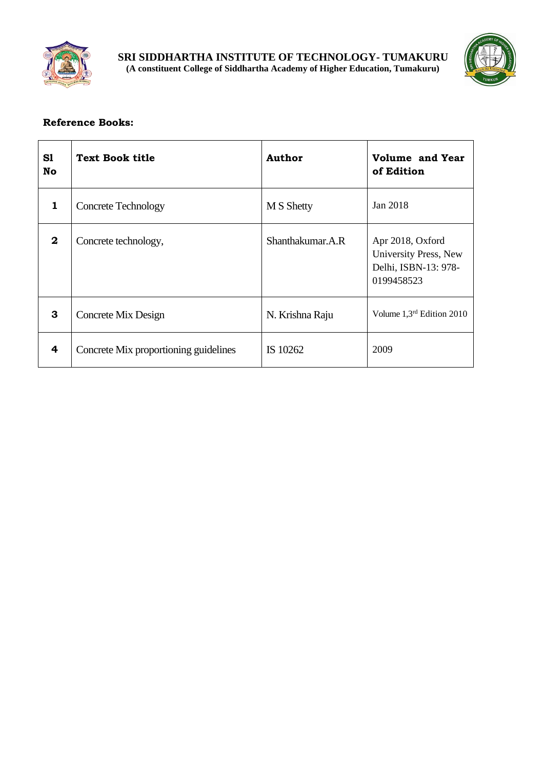**Reference Books:**

| Sl No | Text Book title | Author | Volume and Year of Edition |
|---|---|---|---|
| 1 | Concrete Technology | M S Shetty | Jan 2018 |
| 2 | Concrete technology, | Shanthakumar.A.R | Apr 2018, Oxford University Press, New Delhi, ISBN-13: 978-0199458523 |
| 3 | Concrete Mix Design | N. Krishna Raju | Volume 1,3rd Edition 2010 |
| 4 | Concrete Mix proportioning guidelines | IS 10262 | 2009 |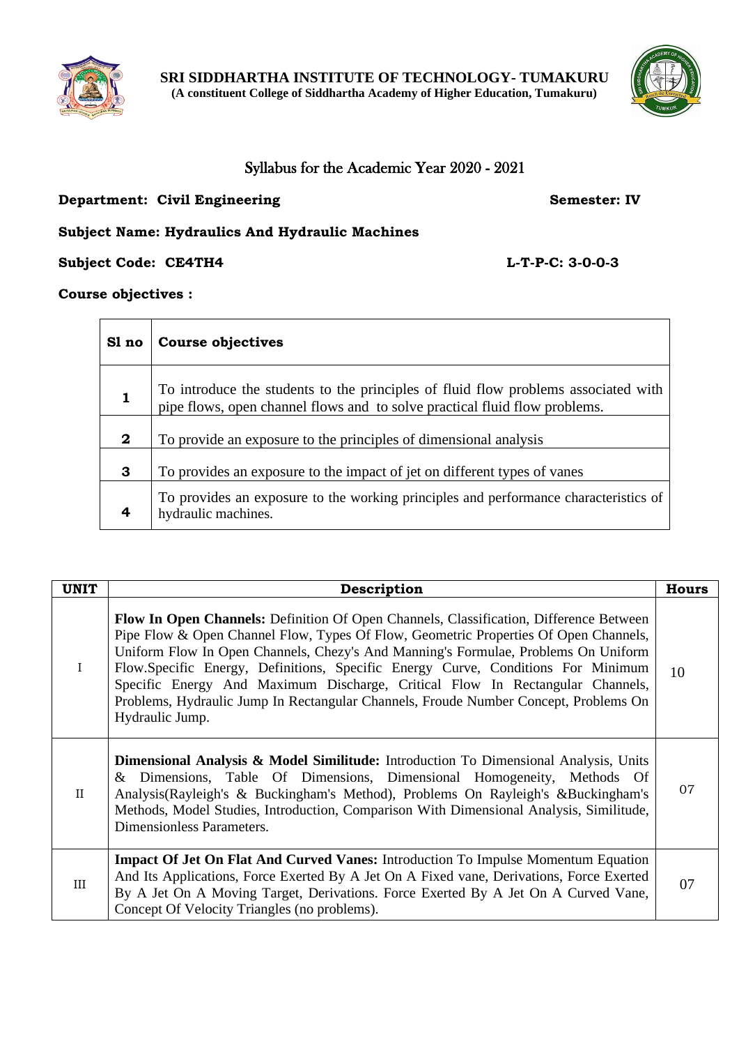**SRI SIDDHARTHA INSTITUTE OF TECHNOLOGY- TUMAKURU**
**(A constituent College of Siddhartha Academy of Higher Education, Tumakuru)**

## Syllabus for the Academic Year 2020 - 2021

**Department: Civil Engineering** **Semester: IV**

**Subject Name: Hydraulics And Hydraulic Machines**

**Subject Code: CE4TH4** **L-T-P-C: 3-0-0-3**

**Course objectives :**

| Sl no | Course objectives |
|---|---|
| 1 | To introduce the students to the principles of fluid flow problems associated with pipe flows, open channel flows and to solve practical fluid flow problems. |
| 2 | To provide an exposure to the principles of dimensional analysis |
| 3 | To provides an exposure to the impact of jet on different types of vanes |
| 4 | To provides an exposure to the working principles and performance characteristics of hydraulic machines. |

| UNIT | Description | Hours |
|---|---|---|
| I | **Flow In Open Channels:** Definition Of Open Channels, Classification, Difference Between Pipe Flow & Open Channel Flow, Types Of Flow, Geometric Properties Of Open Channels, Uniform Flow In Open Channels, Chezy's And Manning's Formulae, Problems On Uniform Flow.Specific Energy, Definitions, Specific Energy Curve, Conditions For Minimum Specific Energy And Maximum Discharge, Critical Flow In Rectangular Channels, Problems, Hydraulic Jump In Rectangular Channels, Froude Number Concept, Problems On Hydraulic Jump. | 10 |
| II | **Dimensional Analysis & Model Similitude:** Introduction To Dimensional Analysis, Units & Dimensions, Table Of Dimensions, Dimensional Homogeneity, Methods Of Analysis(Rayleigh's & Buckingham's Method), Problems On Rayleigh's &Buckingham's Methods, Model Studies, Introduction, Comparison With Dimensional Analysis, Similitude, Dimensionless Parameters. | 07 |
| III | **Impact Of Jet On Flat And Curved Vanes:** Introduction To Impulse Momentum Equation And Its Applications, Force Exerted By A Jet On A Fixed vane, Derivations, Force Exerted By A Jet On A Moving Target, Derivations. Force Exerted By A Jet On A Curved Vane, Concept Of Velocity Triangles (no problems). | 07 |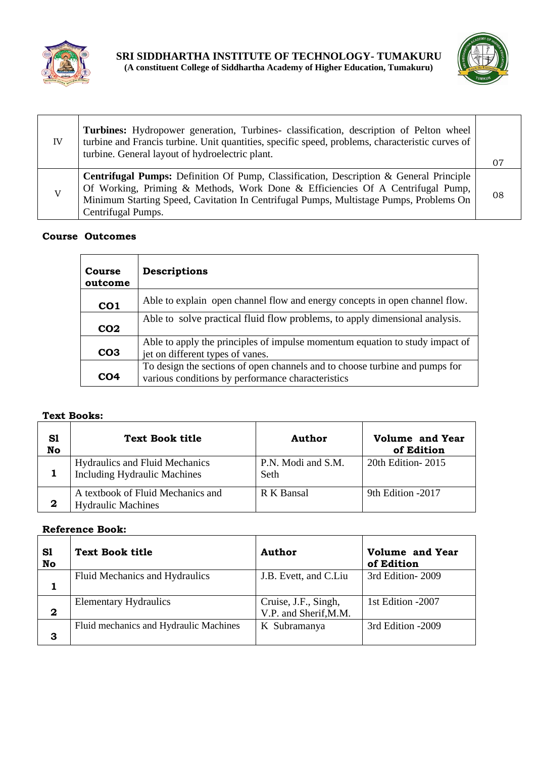| | | |
|---|---|---|
| IV | **Turbines:** Hydropower generation, Turbines- classification, description of Pelton wheel turbine and Francis turbine. Unit quantities, specific speed, problems, characteristic curves of turbine. General layout of hydroelectric plant. | 07 |
| V | **Centrifugal Pumps:** Definition Of Pump, Classification, Description & General Principle Of Working, Priming & Methods, Work Done & Efficiencies Of A Centrifugal Pump, Minimum Starting Speed, Cavitation In Centrifugal Pumps, Multistage Pumps, Problems On Centrifugal Pumps. | 08 |

**Course Outcomes**

| Course outcome | Descriptions |
|---|---|
| CO1 | Able to explain open channel flow and energy concepts in open channel flow. |
| CO2 | Able to solve practical fluid flow problems, to apply dimensional analysis. |
| CO3 | Able to apply the principles of impulse momentum equation to study impact of jet on different types of vanes. |
| CO4 | To design the sections of open channels and to choose turbine and pumps for various conditions by performance characteristics |

**Text Books:**

| Sl No | Text Book title | Author | Volume and Year of Edition |
|---|---|---|---|
| 1 | Hydraulics and Fluid Mechanics Including Hydraulic Machines | P.N. Modi and S.M. Seth | 20th Edition- 2015 |
| 2 | A textbook of Fluid Mechanics and Hydraulic Machines | R K Bansal | 9th Edition -2017 |

**Reference Book:**

| Sl No | Text Book title | Author | Volume and Year of Edition |
|---|---|---|---|
| 1 | Fluid Mechanics and Hydraulics | J.B. Evett, and C.Liu | 3rd Edition- 2009 |
| 2 | Elementary Hydraulics | Cruise, J.F., Singh, V.P. and Sherif,M.M. | 1st Edition -2007 |
| 3 | Fluid mechanics and Hydraulic Machines | K Subramanya | 3rd Edition -2009 |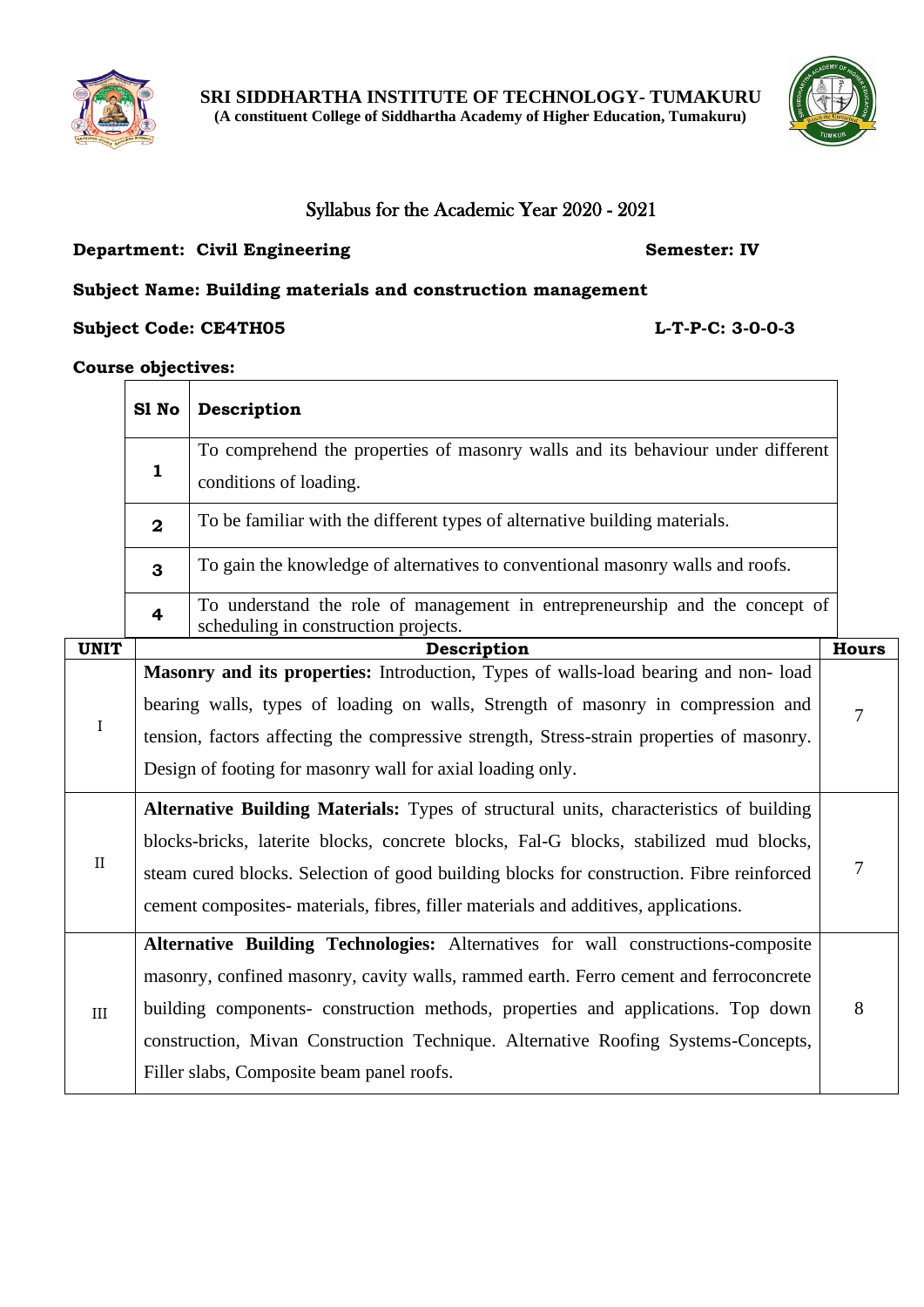**SRI SIDDHARTHA INSTITUTE OF TECHNOLOGY- TUMAKURU**
**(A constituent College of Siddhartha Academy of Higher Education, Tumakuru)**

# Syllabus for the Academic Year 2020 - 2021

**Department: Civil Engineering** **Semester: IV**

**Subject Name: Building materials and construction management**

**Subject Code: CE4TH05** **L-T-P-C: 3-0-0-3**

**Course objectives:**

| Sl No | Description |
|---|---|
| 1 | To comprehend the properties of masonry walls and its behaviour under different conditions of loading. |
| 2 | To be familiar with the different types of alternative building materials. |
| 3 | To gain the knowledge of alternatives to conventional masonry walls and roofs. |
| 4 | To understand the role of management in entrepreneurship and the concept of scheduling in construction projects. |

| UNIT | Description | Hours |
|---|---|---|
| I | **Masonry and its properties:** Introduction, Types of walls-load bearing and non- load bearing walls, types of loading on walls, Strength of masonry in compression and tension, factors affecting the compressive strength, Stress-strain properties of masonry. Design of footing for masonry wall for axial loading only. | 7 |
| II | **Alternative Building Materials:** Types of structural units, characteristics of building blocks-bricks, laterite blocks, concrete blocks, Fal-G blocks, stabilized mud blocks, steam cured blocks. Selection of good building blocks for construction. Fibre reinforced cement composites- materials, fibres, filler materials and additives, applications. | 7 |
| III | **Alternative Building Technologies:** Alternatives for wall constructions-composite masonry, confined masonry, cavity walls, rammed earth. Ferro cement and ferroconcrete building components- construction methods, properties and applications. Top down construction, Mivan Construction Technique. Alternative Roofing Systems-Concepts, Filler slabs, Composite beam panel roofs. | 8 |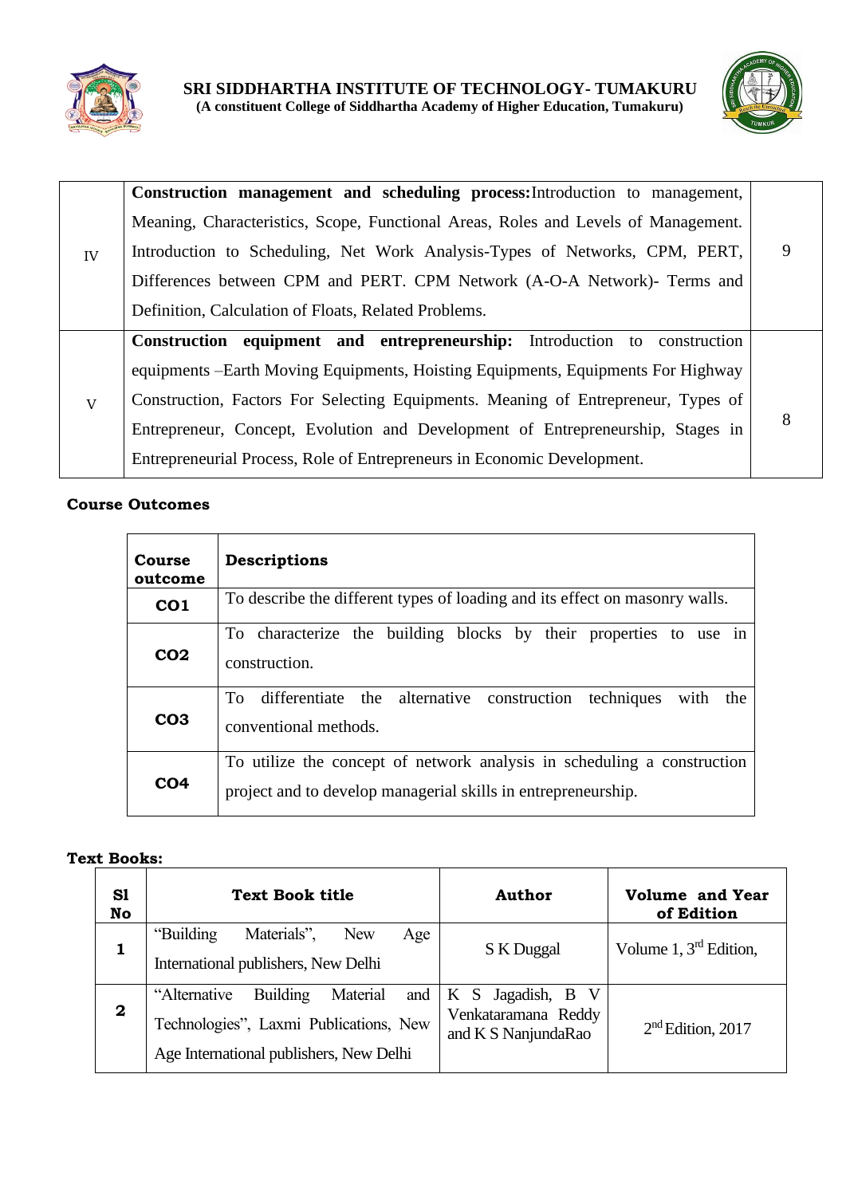| IV | **Construction management and scheduling process:** Introduction to management, Meaning, Characteristics, Scope, Functional Areas, Roles and Levels of Management. Introduction to Scheduling, Net Work Analysis-Types of Networks, CPM, PERT, Differences between CPM and PERT. CPM Network (A-O-A Network)- Terms and Definition, Calculation of Floats, Related Problems. | 9 |
|---|---|---|
| V | **Construction equipment and entrepreneurship:** Introduction to construction equipments –Earth Moving Equipments, Hoisting Equipments, Equipments For Highway Construction, Factors For Selecting Equipments. Meaning of Entrepreneur, Types of Entrepreneur, Concept, Evolution and Development of Entrepreneurship, Stages in Entrepreneurial Process, Role of Entrepreneurs in Economic Development. | 8 |

**Course Outcomes**

| Course outcome | Descriptions |
|---|---|
| **CO1** | To describe the different types of loading and its effect on masonry walls. |
| **CO2** | To characterize the building blocks by their properties to use in construction. |
| **CO3** | To differentiate the alternative construction techniques with the conventional methods. |
| **CO4** | To utilize the concept of network analysis in scheduling a construction project and to develop managerial skills in entrepreneurship. |

**Text Books:**

| Sl No | Text Book title | Author | Volume and Year of Edition |
|---|---|---|---|
| **1** | "Building Materials", New Age International publishers, New Delhi | S K Duggal | Volume 1, 3rd Edition, |
| **2** | "Alternative Building Material and Technologies", Laxmi Publications, New Age International publishers, New Delhi | K S Jagadish, B V Venkataramana Reddy and K S NanjundaRao | 2nd Edition, 2017 |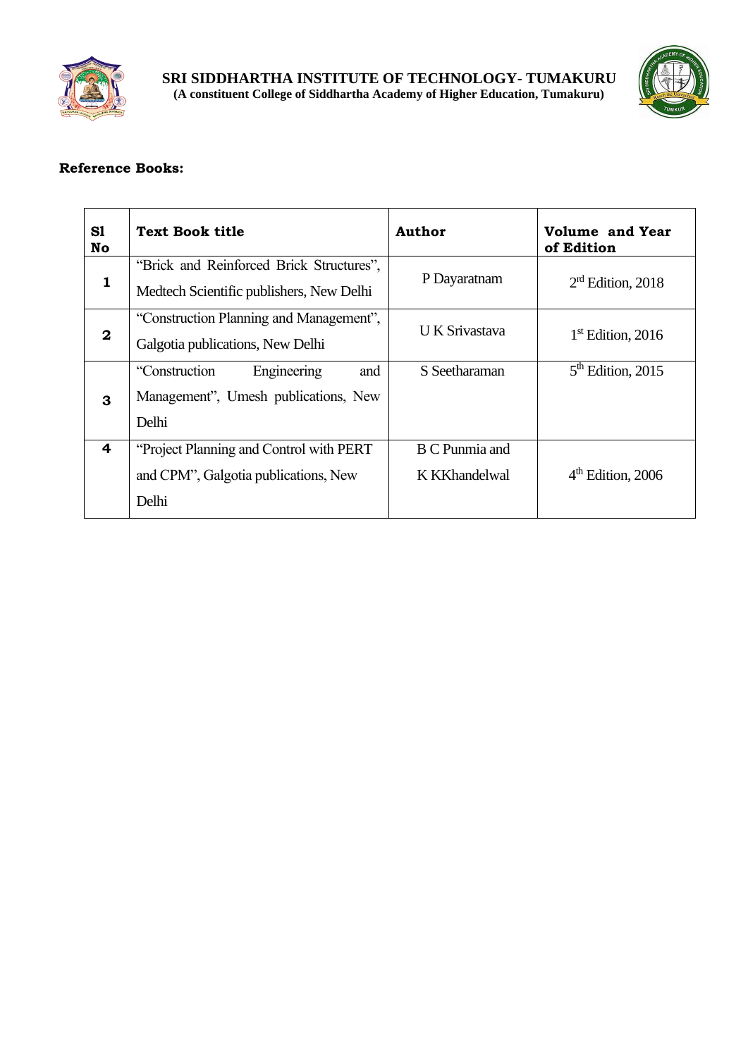**Reference Books:**

| Sl No | Text Book title | Author | Volume and Year of Edition |
|---|---|---|---|
| 1 | "Brick and Reinforced Brick Structures", Medtech Scientific publishers, New Delhi | P Dayaratnam | 2rd Edition, 2018 |
| 2 | "Construction Planning and Management", Galgotia publications, New Delhi | U K Srivastava | 1st Edition, 2016 |
| 3 | "Construction Engineering and Management", Umesh publications, New Delhi | S Seetharaman | 5th Edition, 2015 |
| 4 | "Project Planning and Control with PERT and CPM", Galgotia publications, New Delhi | B C Punmia and K KKhandelwal | 4th Edition, 2006 |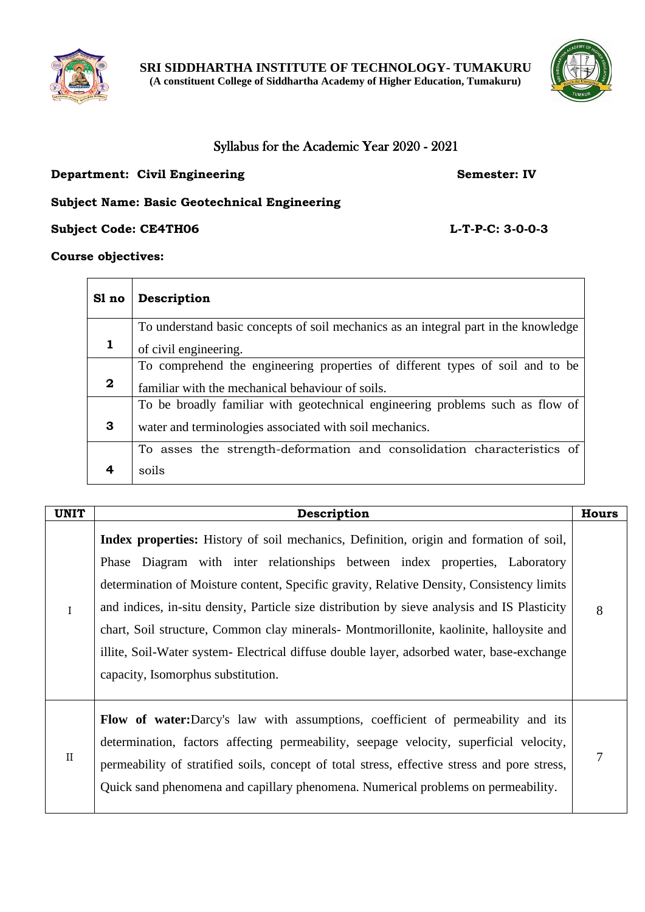**SRI SIDDHARTHA INSTITUTE OF TECHNOLOGY- TUMAKURU**
**(A constituent College of Siddhartha Academy of Higher Education, Tumakuru)**

## Syllabus for the Academic Year 2020 - 2021

**Department: Civil Engineering** **Semester: IV**

**Subject Name: Basic Geotechnical Engineering**

**Subject Code: CE4TH06** **L-T-P-C: 3-0-0-3**

**Course objectives:**

| Sl no | Description |
|---|---|
| 1 | To understand basic concepts of soil mechanics as an integral part in the knowledge of civil engineering. |
| 2 | To comprehend the engineering properties of different types of soil and to be familiar with the mechanical behaviour of soils. |
| 3 | To be broadly familiar with geotechnical engineering problems such as flow of water and terminologies associated with soil mechanics. |
| 4 | To asses the strength-deformation and consolidation characteristics of soils |

| UNIT | Description | Hours |
|---|---|---|
| I | **Index properties:** History of soil mechanics, Definition, origin and formation of soil, Phase Diagram with inter relationships between index properties, Laboratory determination of Moisture content, Specific gravity, Relative Density, Consistency limits and indices, in-situ density, Particle size distribution by sieve analysis and IS Plasticity chart, Soil structure, Common clay minerals- Montmorillonite, kaolinite, halloysite and illite, Soil-Water system- Electrical diffuse double layer, adsorbed water, base-exchange capacity, Isomorphus substitution. | 8 |
| II | **Flow of water:**Darcy's law with assumptions, coefficient of permeability and its determination, factors affecting permeability, seepage velocity, superficial velocity, permeability of stratified soils, concept of total stress, effective stress and pore stress, Quick sand phenomena and capillary phenomena. Numerical problems on permeability. | 7 |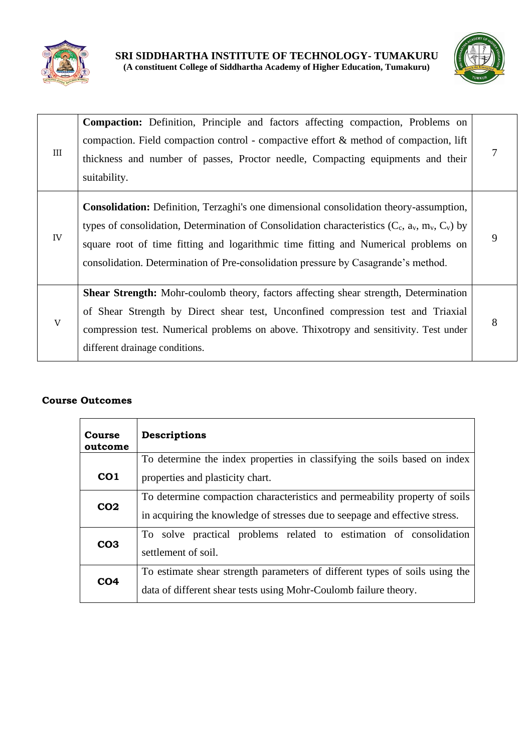| III | **Compaction:** Definition, Principle and factors affecting compaction, Problems on compaction. Field compaction control - compactive effort & method of compaction, lift thickness and number of passes, Proctor needle, Compacting equipments and their suitability. | 7 |
|---|---|---|
| IV | **Consolidation:** Definition, Terzaghi's one dimensional consolidation theory-assumption, types of consolidation, Determination of Consolidation characteristics ($C_c$, $a_v$, $m_v$, $C_v$) by square root of time fitting and logarithmic time fitting and Numerical problems on consolidation. Determination of Pre-consolidation pressure by Casagrande's method. | 9 |
| V | **Shear Strength:** Mohr-coulomb theory, factors affecting shear strength, Determination of Shear Strength by Direct shear test, Unconfined compression test and Triaxial compression test. Numerical problems on above. Thixotropy and sensitivity. Test under different drainage conditions. | 8 |

**Course Outcomes**

| Course outcome | Descriptions |
|---|---|
| **CO1** | To determine the index properties in classifying the soils based on index properties and plasticity chart. |
| **CO2** | To determine compaction characteristics and permeability property of soils in acquiring the knowledge of stresses due to seepage and effective stress. |
| **CO3** | To solve practical problems related to estimation of consolidation settlement of soil. |
| **CO4** | To estimate shear strength parameters of different types of soils using the data of different shear tests using Mohr-Coulomb failure theory. |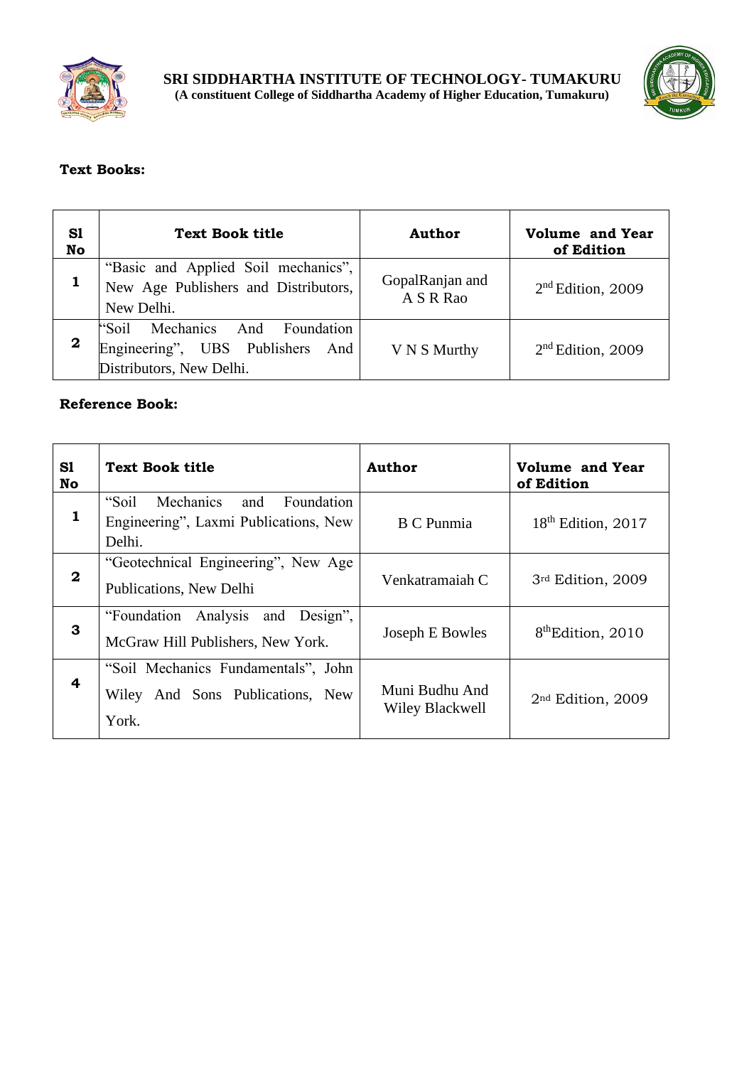**Text Books:**

| Sl No | Text Book title | Author | Volume and Year of Edition |
|---|---|---|---|
| 1 | "Basic and Applied Soil mechanics", New Age Publishers and Distributors, New Delhi. | GopalRanjan and A S R Rao | 2nd Edition, 2009 |
| 2 | "Soil Mechanics And Foundation Engineering", UBS Publishers And Distributors, New Delhi. | V N S Murthy | 2nd Edition, 2009 |

**Reference Book:**

| Sl No | Text Book title | Author | Volume and Year of Edition |
|---|---|---|---|
| 1 | "Soil Mechanics and Foundation Engineering", Laxmi Publications, New Delhi. | B C Punmia | 18th Edition, 2017 |
| 2 | "Geotechnical Engineering", New Age Publications, New Delhi | Venkatramaiah C | 3rd Edition, 2009 |
| 3 | "Foundation Analysis and Design", McGraw Hill Publishers, New York. | Joseph E Bowles | 8thEdition, 2010 |
| 4 | "Soil Mechanics Fundamentals", John Wiley And Sons Publications, New York. | Muni Budhu And Wiley Blackwell | 2nd Edition, 2009 |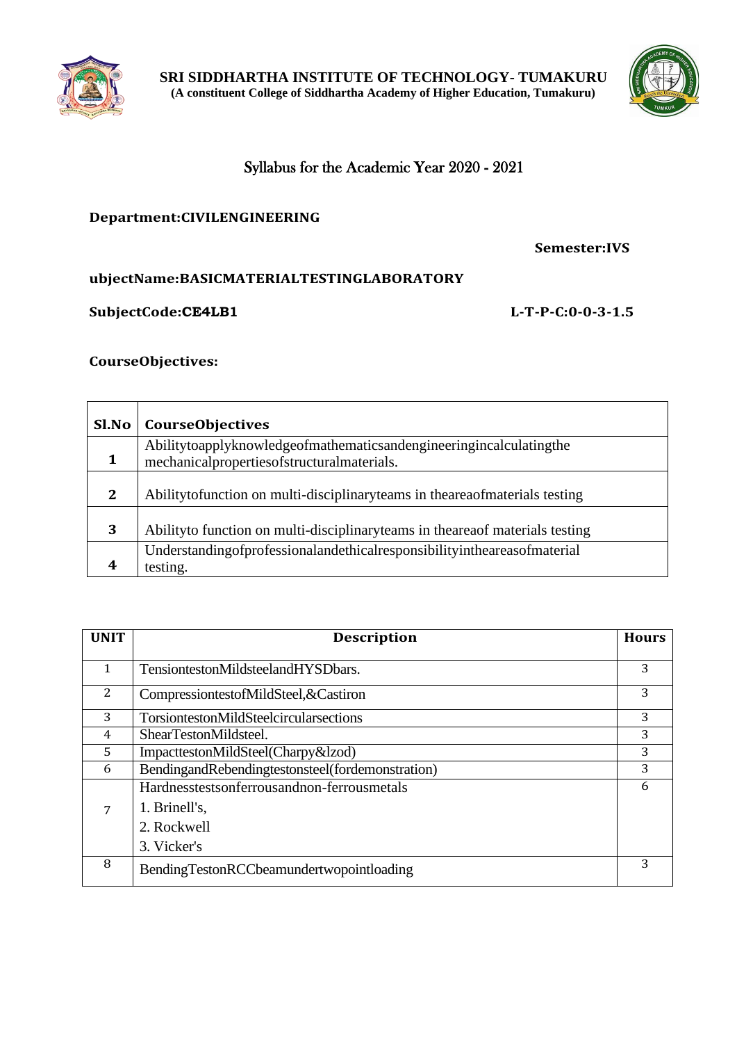**SRI SIDDHARTHA INSTITUTE OF TECHNOLOGY- TUMAKURU**
**(A constituent College of Siddhartha Academy of Higher Education, Tumakuru)**

## Syllabus for the Academic Year 2020 - 2021

**Department:CIVILENGINEERING**

**Semester:IVS**

**ubjectName:BASICMATERIALTESTINGLABORATORY**

**SubjectCode:CE4LB1** **L-T-P-C:0-0-3-1.5**

**CourseObjectives:**

| Sl.No | CourseObjectives |
|---|---|
| 1 | Abilitytoapplyknowledgeofmathematicsandengineeringincalculatingthe mechanicalpropertiesofstructuralmaterials. |
| 2 | Abilitytofunction on multi-disciplinaryteams in theareaofmaterials testing |
| 3 | Abilityto function on multi-disciplinaryteams in theareaof materials testing |
| 4 | Understandingofprofessionalandethicalresponsibilityintheareasofmaterial testing. |

| UNIT | Description | Hours |
|---|---|---|
| 1 | TensiontestonMildsteelandHYSDbars. | 3 |
| 2 | CompressiontestofMildSteel,&Castiron | 3 |
| 3 | TorsiontestonMildSteelcircularsections | 3 |
| 4 | ShearTestonMildsteel. | 3 |
| 5 | ImpacttestonMildSteel(Charpy&lzod) | 3 |
| 6 | BendingandRebendingtestonsteel(fordemonstration) | 3 |
| 7 | Hardnesstestsonferrousandnon-ferrousmetals<br>1. Brinell's,<br>2. Rockwell<br>3. Vicker's | 6 |
| 8 | BendingTestonRCCbeamundertwopointloading | 3 |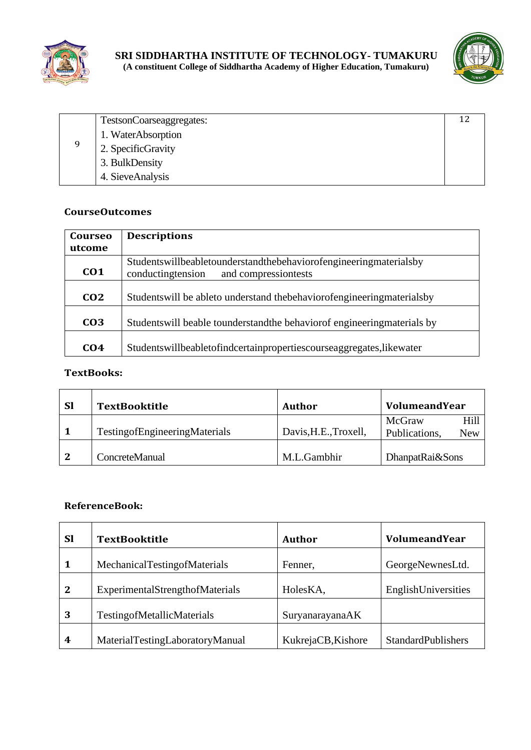| 9 | TestsonCoarseaggregates:<br>1. WaterAbsorption<br>2. SpecificGravity<br>3. BulkDensity<br>4. SieveAnalysis | 12 |
|---|---|---|

**CourseOutcomes**

| Courseo utcome | Descriptions |
|---|---|
| **CO1** | Studentswillbeabletounderstandthebehaviorofengineeringmaterialsby conductingtension and compressiontests |
| **CO2** | Studentswill be ableto understand thebehaviorofengineeringmaterialsby |
| **CO3** | Studentswill beable tounderstandthe behaviorof engineeringmaterials by |
| **CO4** | Studentswillbeabletofindcertainpropertiescourseaggregates,likewater |

**TextBooks:**

| Sl | TextBooktitle | Author | VolumeandYear |
|---|---|---|---|
| 1 | TestingofEngineeringMaterials | Davis,H.E.,Troxell, | McGraw Hill Publications, New |
| 2 | ConcreteManual | M.L.Gambhir | DhanpatRai&Sons |

**ReferenceBook:**

| Sl | TextBooktitle | Author | VolumeandYear |
|---|---|---|---|
| 1 | MechanicalTestingofMaterials | Fenner, | GeorgeNewnesLtd. |
| 2 | ExperimentalStrengthofMaterials | HolesKA, | EnglishUniversities |
| 3 | TestingofMetallicMaterials | SuryanarayanaAK | |
| 4 | MaterialTestingLaboratoryManual | KukrejaCB,Kishore | StandardPublishers |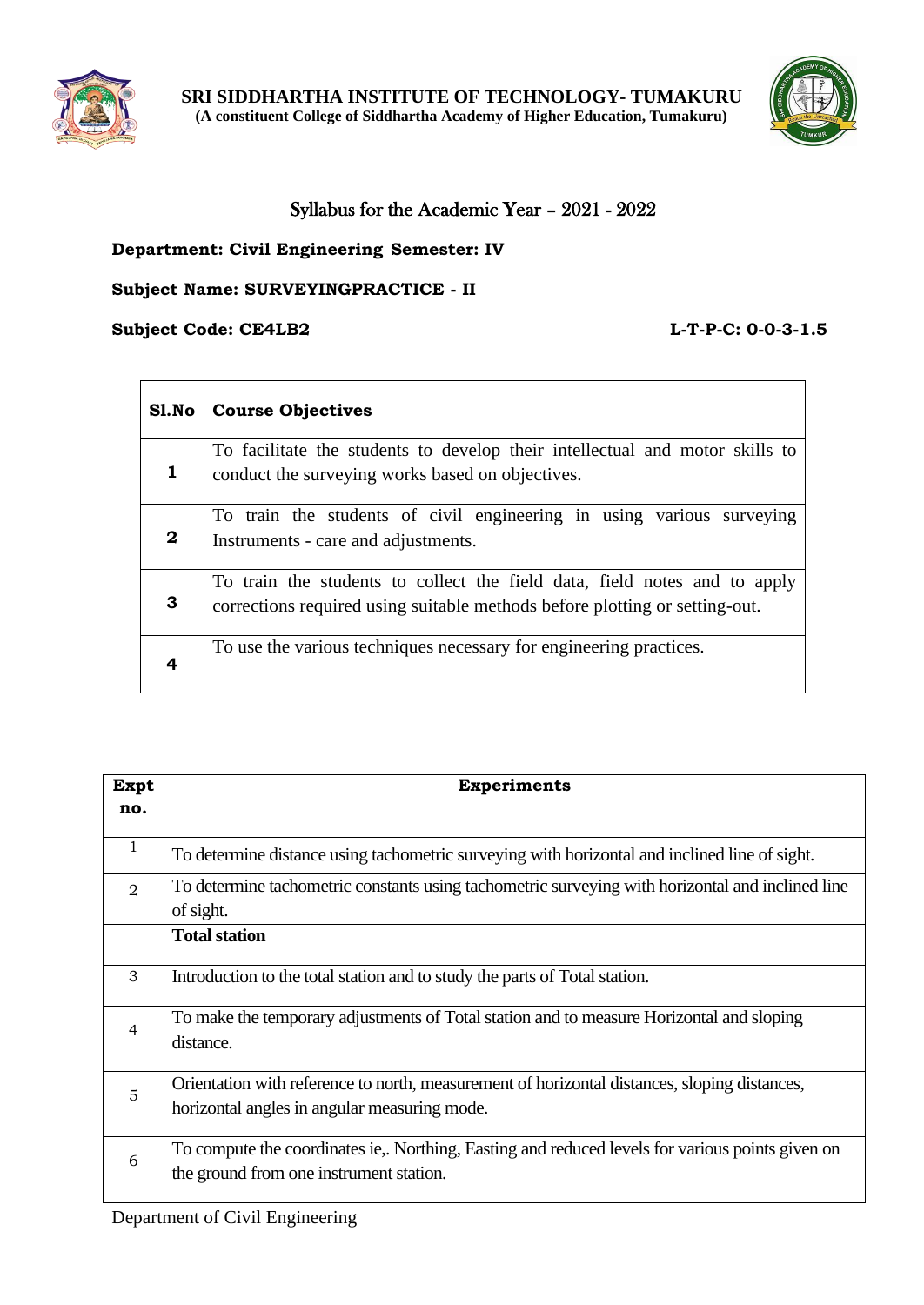**SRI SIDDHARTHA INSTITUTE OF TECHNOLOGY- TUMAKURU**
**(A constituent College of Siddhartha Academy of Higher Education, Tumakuru)**

## Syllabus for the Academic Year – 2021 - 2022

**Department: Civil Engineering Semester: IV**

**Subject Name: SURVEYINGPRACTICE - II**

**Subject Code: CE4LB2** **L-T-P-C: 0-0-3-1.5**

| Sl.No | Course Objectives |
|---|---|
| 1 | To facilitate the students to develop their intellectual and motor skills to conduct the surveying works based on objectives. |
| 2 | To train the students of civil engineering in using various surveying Instruments - care and adjustments. |
| 3 | To train the students to collect the field data, field notes and to apply corrections required using suitable methods before plotting or setting-out. |
| 4 | To use the various techniques necessary for engineering practices. |

| Expt no. | Experiments |
|---|---|
| 1 | To determine distance using tachometric surveying with horizontal and inclined line of sight. |
| 2 | To determine tachometric constants using tachometric surveying with horizontal and inclined line of sight. |
| | **Total station** |
| 3 | Introduction to the total station and to study the parts of Total station. |
| 4 | To make the temporary adjustments of Total station and to measure Horizontal and sloping distance. |
| 5 | Orientation with reference to north, measurement of horizontal distances, sloping distances, horizontal angles in angular measuring mode. |
| 6 | To compute the coordinates ie,. Northing, Easting and reduced levels for various points given on the ground from one instrument station. |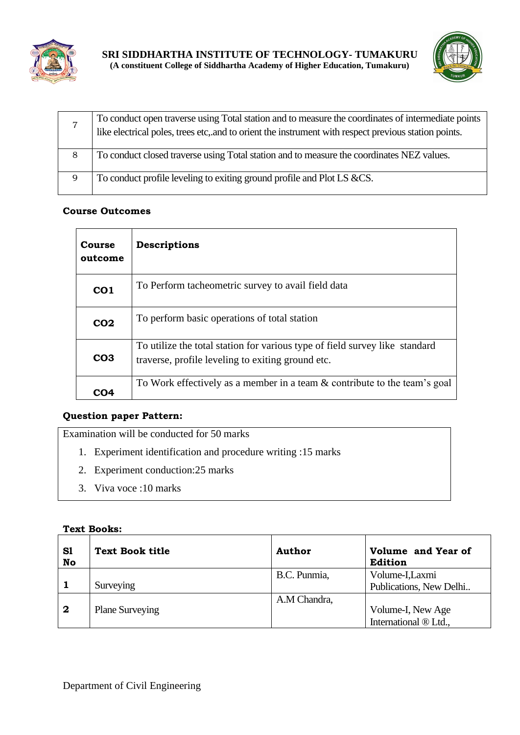| 7 | To conduct open traverse using Total station and to measure the coordinates of intermediate points like electrical poles, trees etc,.and to orient the instrument with respect previous station points. |
|---|---|
| 8 | To conduct closed traverse using Total station and to measure the coordinates NEZ values. |
| 9 | To conduct profile leveling to exiting ground profile and Plot LS &CS. |

**Course Outcomes**

| Course outcome | Descriptions |
|---|---|
| **CO1** | To Perform tacheometric survey to avail field data |
| **CO2** | To perform basic operations of total station |
| **CO3** | To utilize the total station for various type of field survey like standard traverse, profile leveling to exiting ground etc. |
| **CO4** | To Work effectively as a member in a team & contribute to the team's goal |

**Question paper Pattern:**

Examination will be conducted for 50 marks

1. Experiment identification and procedure writing :15 marks
2. Experiment conduction:25 marks
3. Viva voce :10 marks

**Text Books:**

| Sl No | Text Book title | Author | Volume and Year of Edition |
|---|---|---|---|
| **1** | Surveying | B.C. Punmia, | Volume-I,Laxmi Publications, New Delhi.. |
| **2** | Plane Surveying | A.M Chandra, | Volume-I, New Age International ® Ltd., |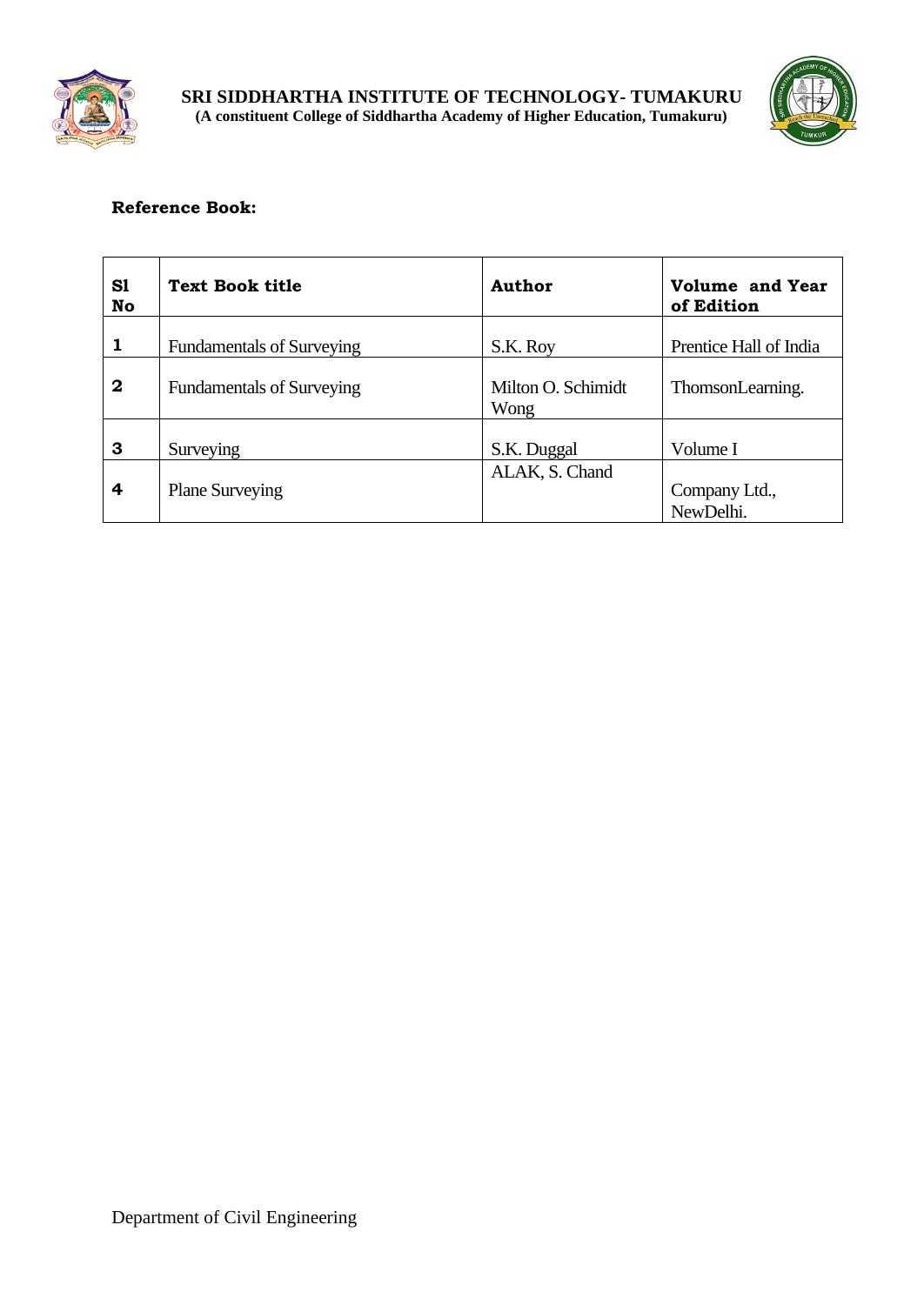**Reference Book:**

| Sl No | Text Book title | Author | Volume and Year of Edition |
|---|---|---|---|
| 1 | Fundamentals of Surveying | S.K. Roy | Prentice Hall of India |
| 2 | Fundamentals of Surveying | Milton O. Schimidt Wong | ThomsonLearning. |
| 3 | Surveying | S.K. Duggal | Volume I |
| 4 | Plane Surveying | ALAK, S. Chand | Company Ltd., NewDelhi. |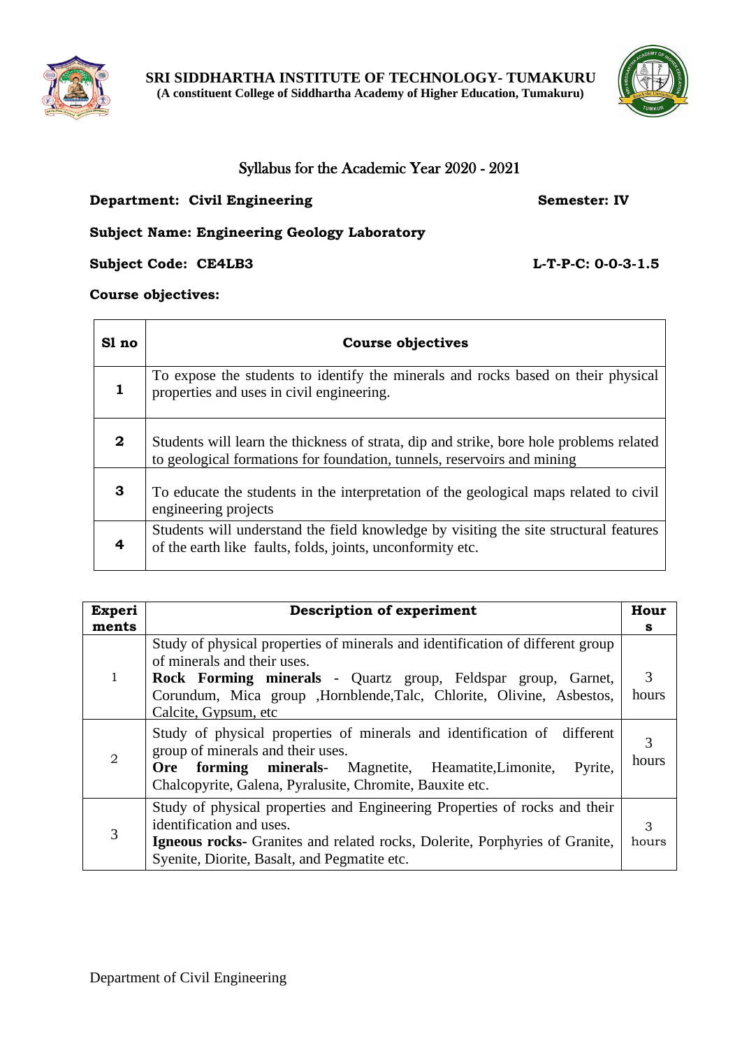**SRI SIDDHARTHA INSTITUTE OF TECHNOLOGY- TUMAKURU**
**(A constituent College of Siddhartha Academy of Higher Education, Tumakuru)**

## Syllabus for the Academic Year 2020 - 2021

**Department: Civil Engineering** **Semester: IV**

**Subject Name: Engineering Geology Laboratory**

**Subject Code: CE4LB3** **L-T-P-C: 0-0-3-1.5**

**Course objectives:**

| Sl no | Course objectives |
|---|---|
| **1** | To expose the students to identify the minerals and rocks based on their physical properties and uses in civil engineering. |
| **2** | Students will learn the thickness of strata, dip and strike, bore hole problems related to geological formations for foundation, tunnels, reservoirs and mining |
| **3** | To educate the students in the interpretation of the geological maps related to civil engineering projects |
| **4** | Students will understand the field knowledge by visiting the site structural features of the earth like faults, folds, joints, unconformity etc. |

| Experiments | Description of experiment | Hours |
|---|---|---|
| 1 | Study of physical properties of minerals and identification of different group of minerals and their uses.<br>**Rock Forming minerals** - Quartz group, Feldspar group, Garnet, Corundum, Mica group ,Hornblende,Talc, Chlorite, Olivine, Asbestos, Calcite, Gypsum, etc | 3 hours |
| 2 | Study of physical properties of minerals and identification of different group of minerals and their uses.<br>**Ore forming minerals**- Magnetite, Heamatite,Limonite, Pyrite, Chalcopyrite, Galena, Pyralusite, Chromite, Bauxite etc. | 3 hours |
| 3 | Study of physical properties and Engineering Properties of rocks and their identification and uses.<br>**Igneous rocks-** Granites and related rocks, Dolerite, Porphyries of Granite, Syenite, Diorite, Basalt, and Pegmatite etc. | 3 hours |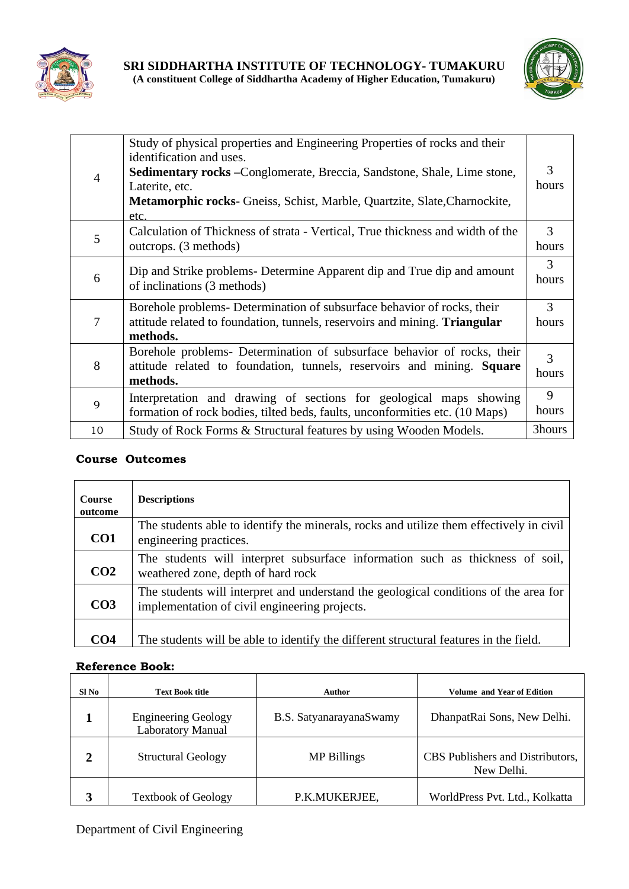| | | |
|---|---|---|
| 4 | Study of physical properties and Engineering Properties of rocks and their identification and uses.<br>**Sedimentary rocks** –Conglomerate, Breccia, Sandstone, Shale, Lime stone, Laterite, etc.<br>**Metamorphic rocks**- Gneiss, Schist, Marble, Quartzite, Slate,Charnockite, etc. | 3 hours |
| 5 | Calculation of Thickness of strata - Vertical, True thickness and width of the outcrops. (3 methods) | 3 hours |
| 6 | Dip and Strike problems- Determine Apparent dip and True dip and amount of inclinations (3 methods) | 3 hours |
| 7 | Borehole problems- Determination of subsurface behavior of rocks, their attitude related to foundation, tunnels, reservoirs and mining. **Triangular methods.** | 3 hours |
| 8 | Borehole problems- Determination of subsurface behavior of rocks, their attitude related to foundation, tunnels, reservoirs and mining. **Square methods.** | 3 hours |
| 9 | Interpretation and drawing of sections for geological maps showing formation of rock bodies, tilted beds, faults, unconformities etc. (10 Maps) | 9 hours |
| 10 | Study of Rock Forms & Structural features by using Wooden Models. | 3hours |

**Course Outcomes**

| Course outcome | Descriptions |
|---|---|
| **CO1** | The students able to identify the minerals, rocks and utilize them effectively in civil engineering practices. |
| **CO2** | The students will interpret subsurface information such as thickness of soil, weathered zone, depth of hard rock |
| **CO3** | The students will interpret and understand the geological conditions of the area for implementation of civil engineering projects. |
| **CO4** | The students will be able to identify the different structural features in the field. |

**Reference Book:**

| Sl No | Text Book title | Author | Volume and Year of Edition |
|---|---|---|---|
| **1** | Engineering Geology Laboratory Manual | B.S. SatyanarayanaSwamy | DhanpatRai Sons, New Delhi. |
| **2** | Structural Geology | MP Billings | CBS Publishers and Distributors, New Delhi. |
| **3** | Textbook of Geology | P.K.MUKERJEE, | WorldPress Pvt. Ltd., Kolkatta |